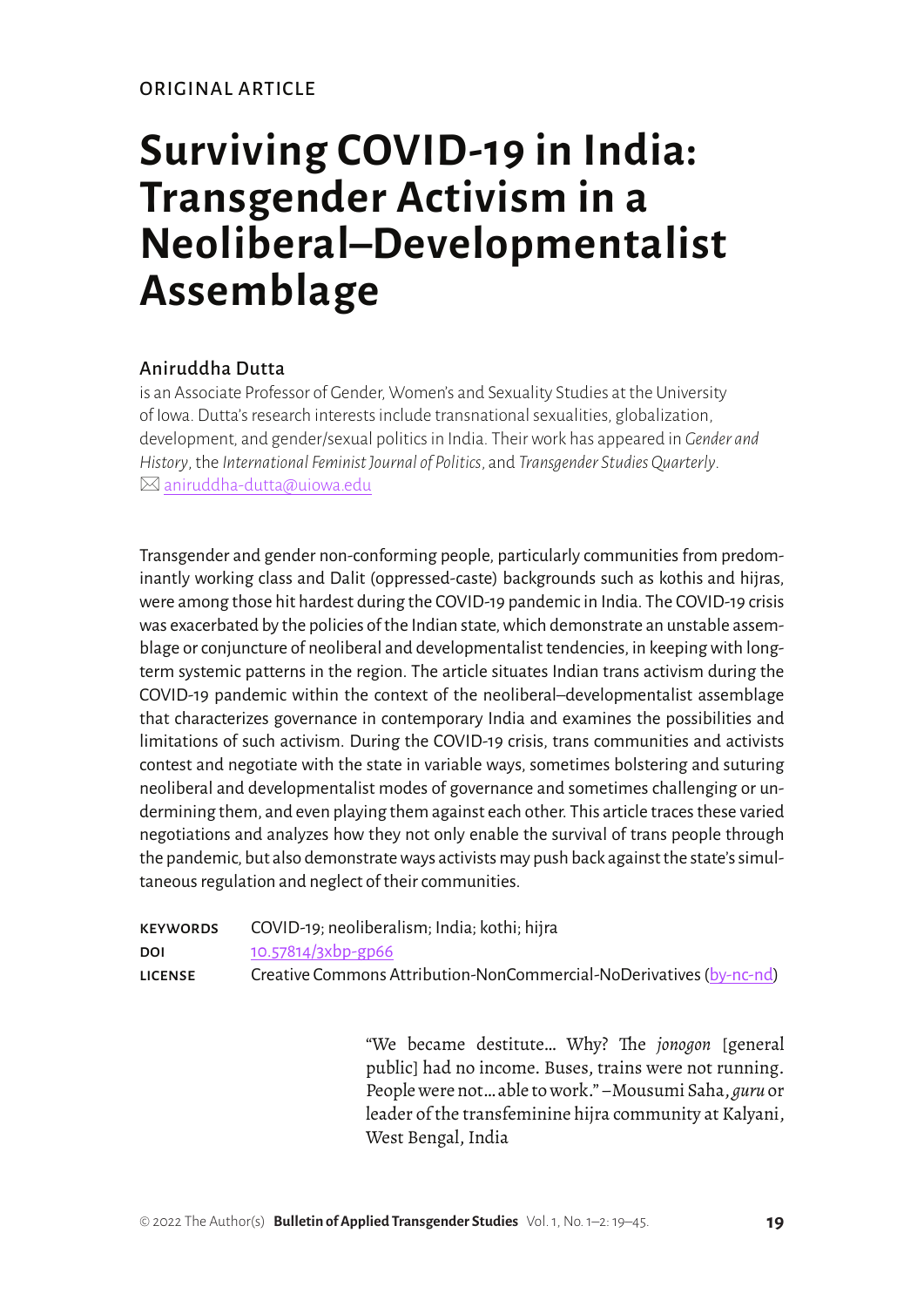ORIGINAL ARTICLE

# Surviving COVID-19 in India: Transgender Activism in a Neoliberal–Developmentalist Assemblage

## Aniruddha Dutta

is an Associate Professor of Gender, Women's and Sexuality Studies at the University of Iowa. Dutta's research interests include transnational sexualities, globalization, development, and gender/sexual politics in India. Their work has appeared in *Gender and History*, the *International Feminist Journal of Politics*, and *Transgender Studies Quarterly*.
✉ aniruddha-dutta@uiowa.edu

Transgender and gender non-conforming people, particularly communities from predominantly working class and Dalit (oppressed-caste) backgrounds such as kothis and hijras, were among those hit hardest during the COVID-19 pandemic in India. The COVID-19 crisis was exacerbated by the policies of the Indian state, which demonstrate an unstable assemblage or conjuncture of neoliberal and developmentalist tendencies, in keeping with long-term systemic patterns in the region. The article situates Indian trans activism during the COVID-19 pandemic within the context of the neoliberal–developmentalist assemblage that characterizes governance in contemporary India and examines the possibilities and limitations of such activism. During the COVID-19 crisis, trans communities and activists contest and negotiate with the state in variable ways, sometimes bolstering and suturing neoliberal and developmentalist modes of governance and sometimes challenging or undermining them, and even playing them against each other. This article traces these varied negotiations and analyzes how they not only enable the survival of trans people through the pandemic, but also demonstrate ways activists may push back against the state's simultaneous regulation and neglect of their communities.

**KEYWORDS** COVID-19; neoliberalism; India; kothi; hijra
**DOI** 10.57814/3xbp-gp66
**LICENSE** Creative Commons Attribution-NonCommercial-NoDerivatives (by-nc-nd)

> "We became destitute… Why? The *jonogon* [general public] had no income. Buses, trains were not running. People were not… able to work." –Mousumi Saha, *guru* or leader of the transfeminine hijra community at Kalyani, West Bengal, India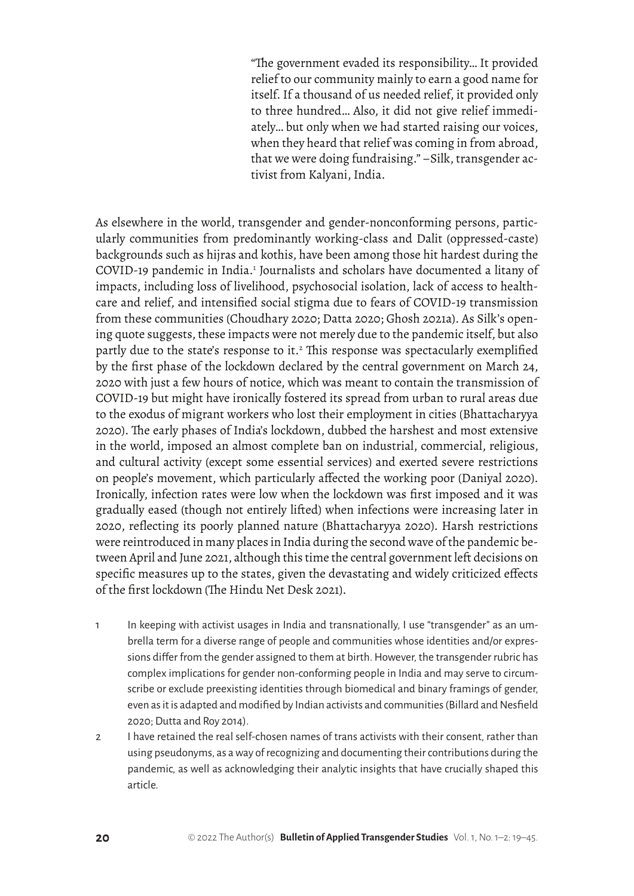> "The government evaded its responsibility… It provided relief to our community mainly to earn a good name for itself. If a thousand of us needed relief, it provided only to three hundred… Also, it did not give relief immediately… but only when we had started raising our voices, when they heard that relief was coming in from abroad, that we were doing fundraising." –Silk, transgender activist from Kalyani, India.

As elsewhere in the world, transgender and gender-nonconforming persons, particularly communities from predominantly working-class and Dalit (oppressed-caste) backgrounds such as hijras and kothis, have been among those hit hardest during the COVID-19 pandemic in India.[1] Journalists and scholars have documented a litany of impacts, including loss of livelihood, psychosocial isolation, lack of access to healthcare and relief, and intensified social stigma due to fears of COVID-19 transmission from these communities (Choudhary 2020; Datta 2020; Ghosh 2021a). As Silk's opening quote suggests, these impacts were not merely due to the pandemic itself, but also partly due to the state's response to it.[2] This response was spectacularly exemplified by the first phase of the lockdown declared by the central government on March 24, 2020 with just a few hours of notice, which was meant to contain the transmission of COVID-19 but might have ironically fostered its spread from urban to rural areas due to the exodus of migrant workers who lost their employment in cities (Bhattacharyya 2020). The early phases of India's lockdown, dubbed the harshest and most extensive in the world, imposed an almost complete ban on industrial, commercial, religious, and cultural activity (except some essential services) and exerted severe restrictions on people's movement, which particularly affected the working poor (Daniyal 2020). Ironically, infection rates were low when the lockdown was first imposed and it was gradually eased (though not entirely lifted) when infections were increasing later in 2020, reflecting its poorly planned nature (Bhattacharyya 2020). Harsh restrictions were reintroduced in many places in India during the second wave of the pandemic between April and June 2021, although this time the central government left decisions on specific measures up to the states, given the devastating and widely criticized effects of the first lockdown (The Hindu Net Desk 2021).

1. In keeping with activist usages in India and transnationally, I use "transgender" as an umbrella term for a diverse range of people and communities whose identities and/or expressions differ from the gender assigned to them at birth. However, the transgender rubric has complex implications for gender non-conforming people in India and may serve to circumscribe or exclude preexisting identities through biomedical and binary framings of gender, even as it is adapted and modified by Indian activists and communities (Billard and Nesfield 2020; Dutta and Roy 2014).
2. I have retained the real self-chosen names of trans activists with their consent, rather than using pseudonyms, as a way of recognizing and documenting their contributions during the pandemic, as well as acknowledging their analytic insights that have crucially shaped this article.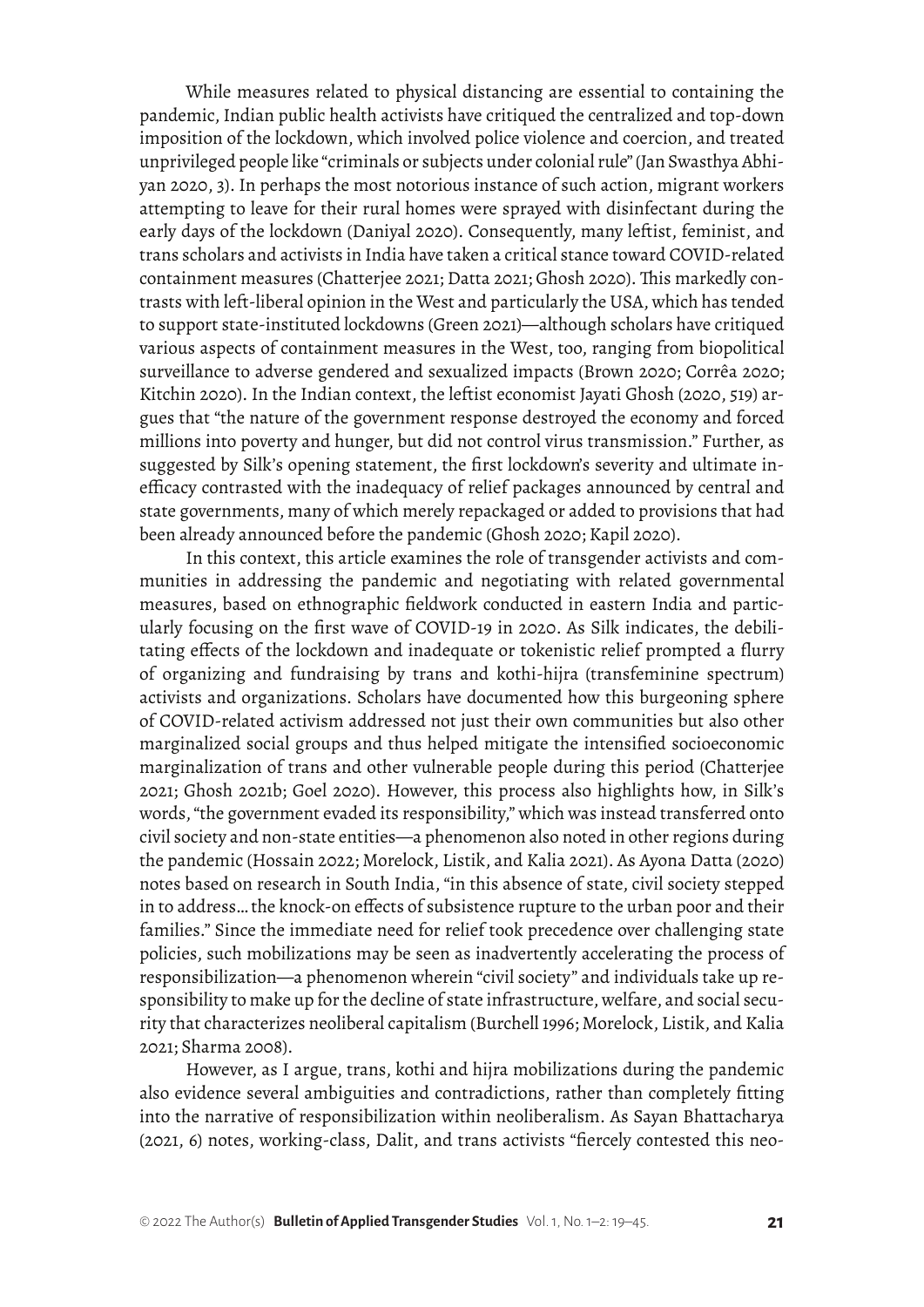While measures related to physical distancing are essential to containing the pandemic, Indian public health activists have critiqued the centralized and top-down imposition of the lockdown, which involved police violence and coercion, and treated unprivileged people like "criminals or subjects under colonial rule" (Jan Swasthya Abhiyan 2020, 3). In perhaps the most notorious instance of such action, migrant workers attempting to leave for their rural homes were sprayed with disinfectant during the early days of the lockdown (Daniyal 2020). Consequently, many leftist, feminist, and trans scholars and activists in India have taken a critical stance toward COVID-related containment measures (Chatterjee 2021; Datta 2021; Ghosh 2020). This markedly contrasts with left-liberal opinion in the West and particularly the USA, which has tended to support state-instituted lockdowns (Green 2021)—although scholars have critiqued various aspects of containment measures in the West, too, ranging from biopolitical surveillance to adverse gendered and sexualized impacts (Brown 2020; Corrêa 2020; Kitchin 2020). In the Indian context, the leftist economist Jayati Ghosh (2020, 519) argues that "the nature of the government response destroyed the economy and forced millions into poverty and hunger, but did not control virus transmission." Further, as suggested by Silk's opening statement, the first lockdown's severity and ultimate inefficacy contrasted with the inadequacy of relief packages announced by central and state governments, many of which merely repackaged or added to provisions that had been already announced before the pandemic (Ghosh 2020; Kapil 2020).

In this context, this article examines the role of transgender activists and communities in addressing the pandemic and negotiating with related governmental measures, based on ethnographic fieldwork conducted in eastern India and particularly focusing on the first wave of COVID-19 in 2020. As Silk indicates, the debilitating effects of the lockdown and inadequate or tokenistic relief prompted a flurry of organizing and fundraising by trans and kothi-hijra (transfeminine spectrum) activists and organizations. Scholars have documented how this burgeoning sphere of COVID-related activism addressed not just their own communities but also other marginalized social groups and thus helped mitigate the intensified socioeconomic marginalization of trans and other vulnerable people during this period (Chatterjee 2021; Ghosh 2021b; Goel 2020). However, this process also highlights how, in Silk's words, "the government evaded its responsibility," which was instead transferred onto civil society and non-state entities—a phenomenon also noted in other regions during the pandemic (Hossain 2022; Morelock, Listik, and Kalia 2021). As Ayona Datta (2020) notes based on research in South India, "in this absence of state, civil society stepped in to address… the knock-on effects of subsistence rupture to the urban poor and their families." Since the immediate need for relief took precedence over challenging state policies, such mobilizations may be seen as inadvertently accelerating the process of responsibilization—a phenomenon wherein "civil society" and individuals take up responsibility to make up for the decline of state infrastructure, welfare, and social security that characterizes neoliberal capitalism (Burchell 1996; Morelock, Listik, and Kalia 2021; Sharma 2008).

However, as I argue, trans, kothi and hijra mobilizations during the pandemic also evidence several ambiguities and contradictions, rather than completely fitting into the narrative of responsibilization within neoliberalism. As Sayan Bhattacharya (2021, 6) notes, working-class, Dalit, and trans activists "fiercely contested this neo-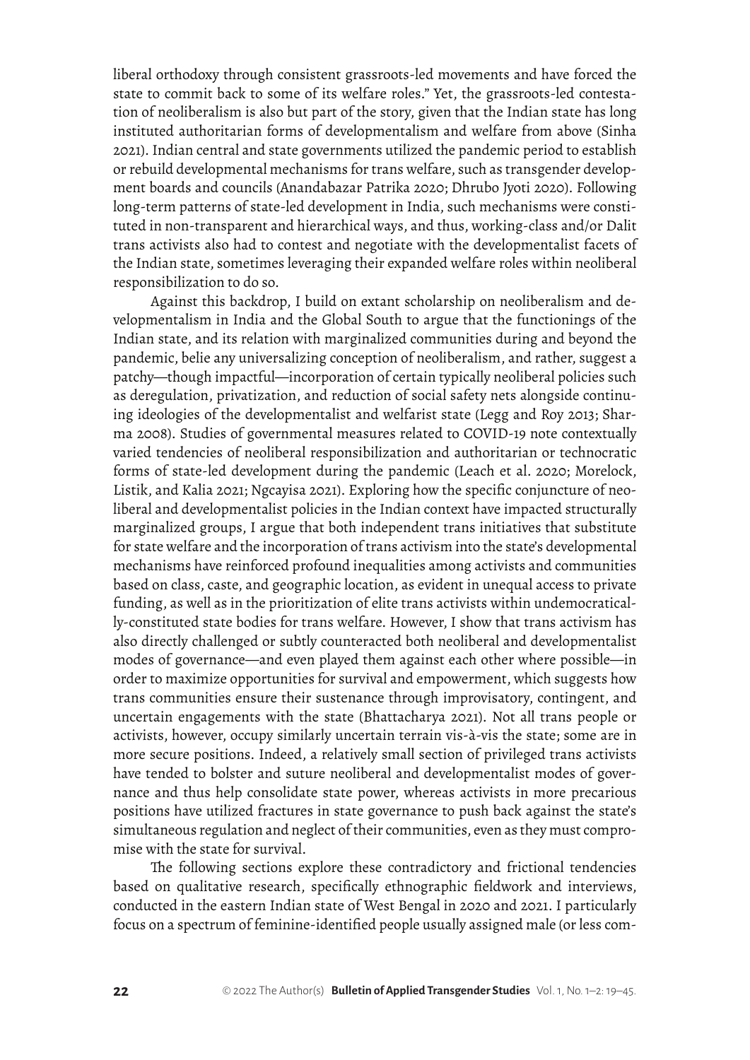liberal orthodoxy through consistent grassroots-led movements and have forced the state to commit back to some of its welfare roles." Yet, the grassroots-led contestation of neoliberalism is also but part of the story, given that the Indian state has long instituted authoritarian forms of developmentalism and welfare from above (Sinha 2021). Indian central and state governments utilized the pandemic period to establish or rebuild developmental mechanisms for trans welfare, such as transgender development boards and councils (Anandabazar Patrika 2020; Dhrubo Jyoti 2020). Following long-term patterns of state-led development in India, such mechanisms were constituted in non-transparent and hierarchical ways, and thus, working-class and/or Dalit trans activists also had to contest and negotiate with the developmentalist facets of the Indian state, sometimes leveraging their expanded welfare roles within neoliberal responsibilization to do so.

Against this backdrop, I build on extant scholarship on neoliberalism and developmentalism in India and the Global South to argue that the functionings of the Indian state, and its relation with marginalized communities during and beyond the pandemic, belie any universalizing conception of neoliberalism, and rather, suggest a patchy—though impactful—incorporation of certain typically neoliberal policies such as deregulation, privatization, and reduction of social safety nets alongside continuing ideologies of the developmentalist and welfarist state (Legg and Roy 2013; Sharma 2008). Studies of governmental measures related to COVID-19 note contextually varied tendencies of neoliberal responsibilization and authoritarian or technocratic forms of state-led development during the pandemic (Leach et al. 2020; Morelock, Listik, and Kalia 2021; Ngcayisa 2021). Exploring how the specific conjuncture of neoliberal and developmentalist policies in the Indian context have impacted structurally marginalized groups, I argue that both independent trans initiatives that substitute for state welfare and the incorporation of trans activism into the state's developmental mechanisms have reinforced profound inequalities among activists and communities based on class, caste, and geographic location, as evident in unequal access to private funding, as well as in the prioritization of elite trans activists within undemocratically-constituted state bodies for trans welfare. However, I show that trans activism has also directly challenged or subtly counteracted both neoliberal and developmentalist modes of governance—and even played them against each other where possible—in order to maximize opportunities for survival and empowerment, which suggests how trans communities ensure their sustenance through improvisatory, contingent, and uncertain engagements with the state (Bhattacharya 2021). Not all trans people or activists, however, occupy similarly uncertain terrain vis-à-vis the state; some are in more secure positions. Indeed, a relatively small section of privileged trans activists have tended to bolster and suture neoliberal and developmentalist modes of governance and thus help consolidate state power, whereas activists in more precarious positions have utilized fractures in state governance to push back against the state's simultaneous regulation and neglect of their communities, even as they must compromise with the state for survival.

The following sections explore these contradictory and frictional tendencies based on qualitative research, specifically ethnographic fieldwork and interviews, conducted in the eastern Indian state of West Bengal in 2020 and 2021. I particularly focus on a spectrum of feminine-identified people usually assigned male (or less com-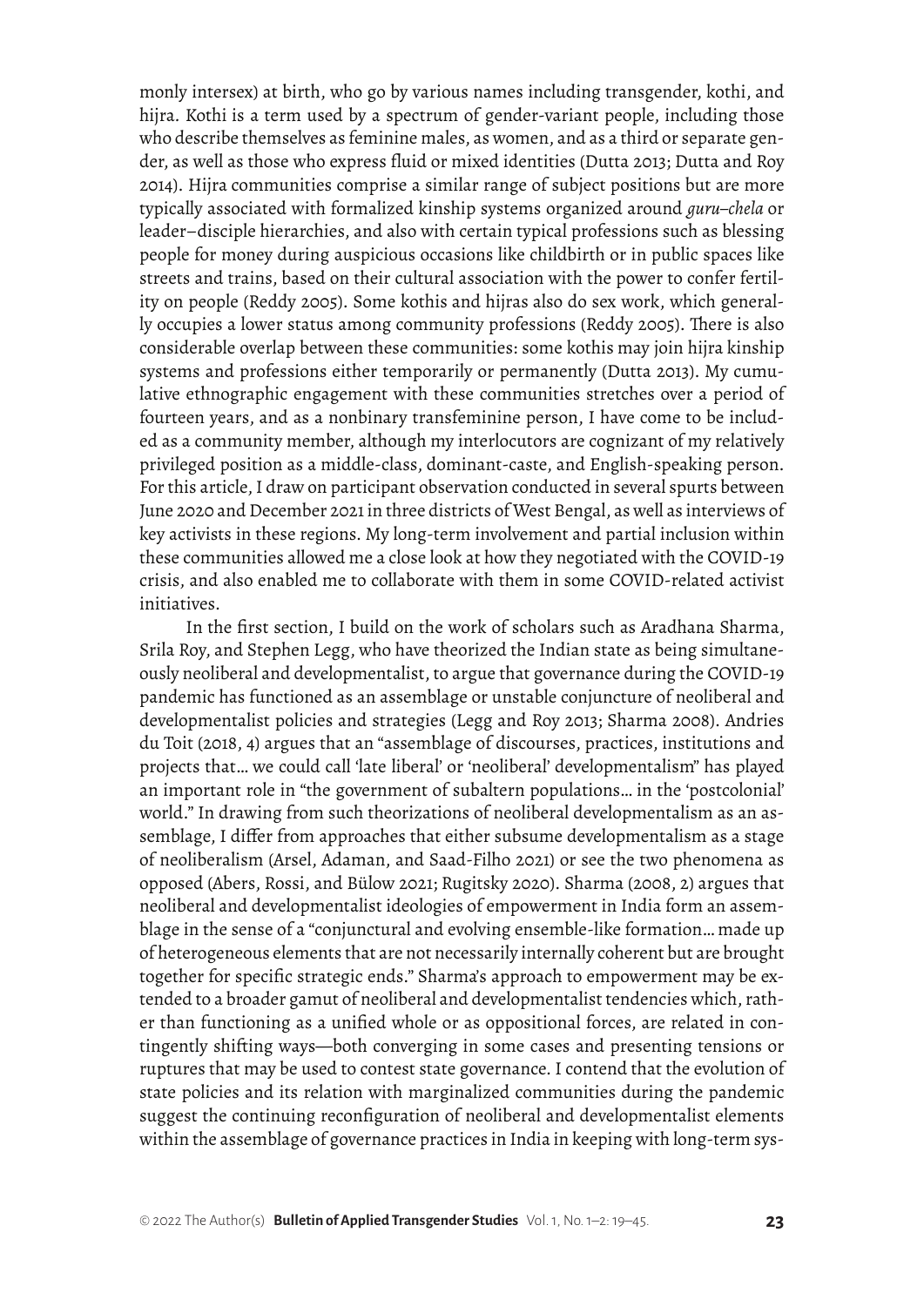monly intersex) at birth, who go by various names including transgender, kothi, and hijra. Kothi is a term used by a spectrum of gender-variant people, including those who describe themselves as feminine males, as women, and as a third or separate gender, as well as those who express fluid or mixed identities (Dutta 2013; Dutta and Roy 2014). Hijra communities comprise a similar range of subject positions but are more typically associated with formalized kinship systems organized around *guru–chela* or leader–disciple hierarchies, and also with certain typical professions such as blessing people for money during auspicious occasions like childbirth or in public spaces like streets and trains, based on their cultural association with the power to confer fertility on people (Reddy 2005). Some kothis and hijras also do sex work, which generally occupies a lower status among community professions (Reddy 2005). There is also considerable overlap between these communities: some kothis may join hijra kinship systems and professions either temporarily or permanently (Dutta 2013). My cumulative ethnographic engagement with these communities stretches over a period of fourteen years, and as a nonbinary transfeminine person, I have come to be included as a community member, although my interlocutors are cognizant of my relatively privileged position as a middle-class, dominant-caste, and English-speaking person. For this article, I draw on participant observation conducted in several spurts between June 2020 and December 2021 in three districts of West Bengal, as well as interviews of key activists in these regions. My long-term involvement and partial inclusion within these communities allowed me a close look at how they negotiated with the COVID-19 crisis, and also enabled me to collaborate with them in some COVID-related activist initiatives.

In the first section, I build on the work of scholars such as Aradhana Sharma, Srila Roy, and Stephen Legg, who have theorized the Indian state as being simultaneously neoliberal and developmentalist, to argue that governance during the COVID-19 pandemic has functioned as an assemblage or unstable conjuncture of neoliberal and developmentalist policies and strategies (Legg and Roy 2013; Sharma 2008). Andries du Toit (2018, 4) argues that an "assemblage of discourses, practices, institutions and projects that… we could call 'late liberal' or 'neoliberal' developmentalism" has played an important role in "the government of subaltern populations… in the 'postcolonial' world." In drawing from such theorizations of neoliberal developmentalism as an assemblage, I differ from approaches that either subsume developmentalism as a stage of neoliberalism (Arsel, Adaman, and Saad-Filho 2021) or see the two phenomena as opposed (Abers, Rossi, and Bülow 2021; Rugitsky 2020). Sharma (2008, 2) argues that neoliberal and developmentalist ideologies of empowerment in India form an assemblage in the sense of a "conjunctural and evolving ensemble-like formation… made up of heterogeneous elements that are not necessarily internally coherent but are brought together for specific strategic ends." Sharma's approach to empowerment may be extended to a broader gamut of neoliberal and developmentalist tendencies which, rather than functioning as a unified whole or as oppositional forces, are related in contingently shifting ways—both converging in some cases and presenting tensions or ruptures that may be used to contest state governance. I contend that the evolution of state policies and its relation with marginalized communities during the pandemic suggest the continuing reconfiguration of neoliberal and developmentalist elements within the assemblage of governance practices in India in keeping with long-term sys-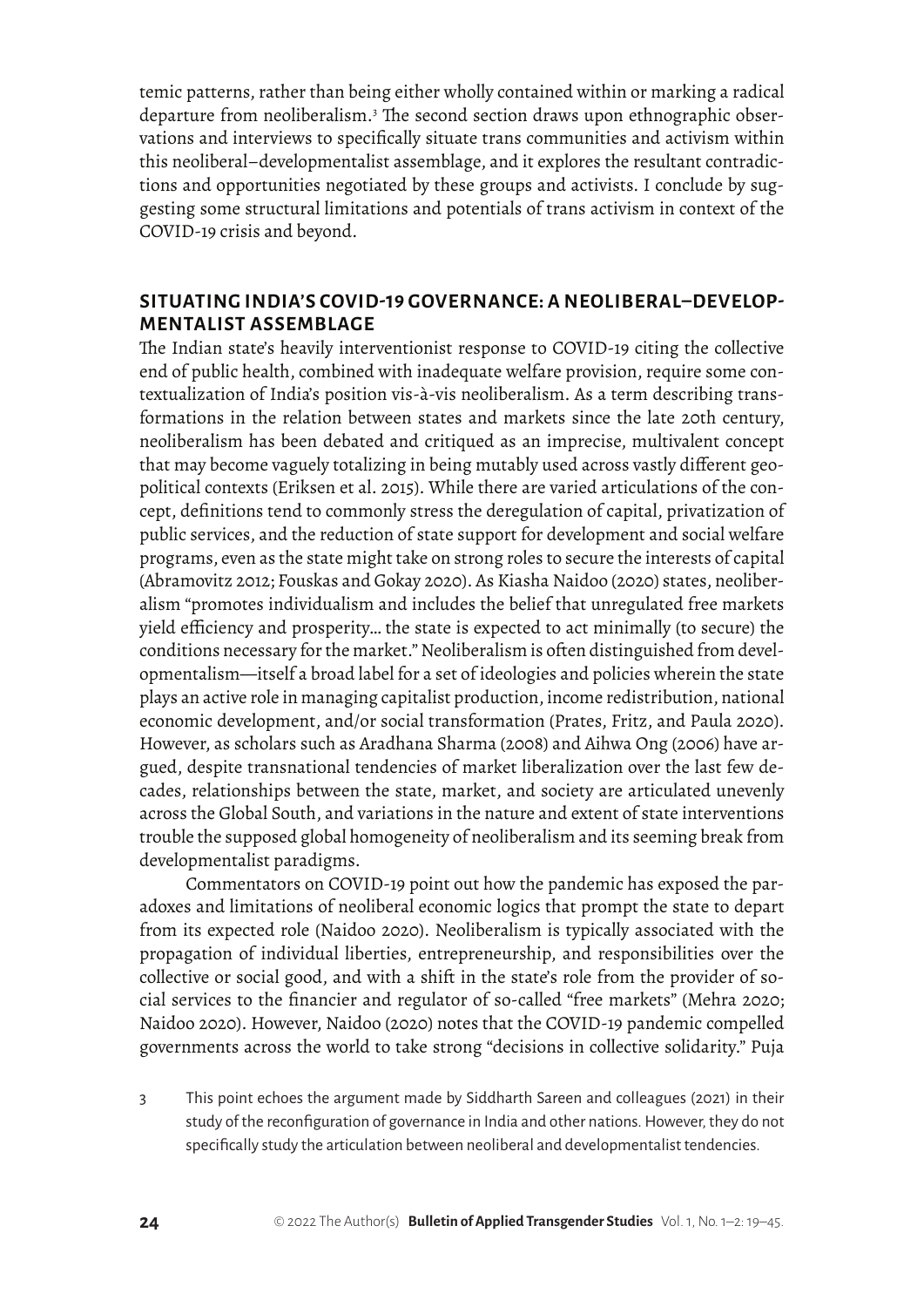temic patterns, rather than being either wholly contained within or marking a radical departure from neoliberalism.[3] The second section draws upon ethnographic observations and interviews to specifically situate trans communities and activism within this neoliberal–developmentalist assemblage, and it explores the resultant contradictions and opportunities negotiated by these groups and activists. I conclude by suggesting some structural limitations and potentials of trans activism in context of the COVID-19 crisis and beyond.

## SITUATING INDIA'S COVID-19 GOVERNANCE: A NEOLIBERAL–DEVELOPMENTALIST ASSEMBLAGE

The Indian state's heavily interventionist response to COVID-19 citing the collective end of public health, combined with inadequate welfare provision, require some contextualization of India's position vis-à-vis neoliberalism. As a term describing transformations in the relation between states and markets since the late 20th century, neoliberalism has been debated and critiqued as an imprecise, multivalent concept that may become vaguely totalizing in being mutably used across vastly different geopolitical contexts (Eriksen et al. 2015). While there are varied articulations of the concept, definitions tend to commonly stress the deregulation of capital, privatization of public services, and the reduction of state support for development and social welfare programs, even as the state might take on strong roles to secure the interests of capital (Abramovitz 2012; Fouskas and Gokay 2020). As Kiasha Naidoo (2020) states, neoliberalism "promotes individualism and includes the belief that unregulated free markets yield efficiency and prosperity… the state is expected to act minimally (to secure) the conditions necessary for the market." Neoliberalism is often distinguished from developmentalism—itself a broad label for a set of ideologies and policies wherein the state plays an active role in managing capitalist production, income redistribution, national economic development, and/or social transformation (Prates, Fritz, and Paula 2020). However, as scholars such as Aradhana Sharma (2008) and Aihwa Ong (2006) have argued, despite transnational tendencies of market liberalization over the last few decades, relationships between the state, market, and society are articulated unevenly across the Global South, and variations in the nature and extent of state interventions trouble the supposed global homogeneity of neoliberalism and its seeming break from developmentalist paradigms.

Commentators on COVID-19 point out how the pandemic has exposed the paradoxes and limitations of neoliberal economic logics that prompt the state to depart from its expected role (Naidoo 2020). Neoliberalism is typically associated with the propagation of individual liberties, entrepreneurship, and responsibilities over the collective or social good, and with a shift in the state's role from the provider of social services to the financier and regulator of so-called "free markets" (Mehra 2020; Naidoo 2020). However, Naidoo (2020) notes that the COVID-19 pandemic compelled governments across the world to take strong "decisions in collective solidarity." Puja

3 This point echoes the argument made by Siddharth Sareen and colleagues (2021) in their study of the reconfiguration of governance in India and other nations. However, they do not specifically study the articulation between neoliberal and developmentalist tendencies.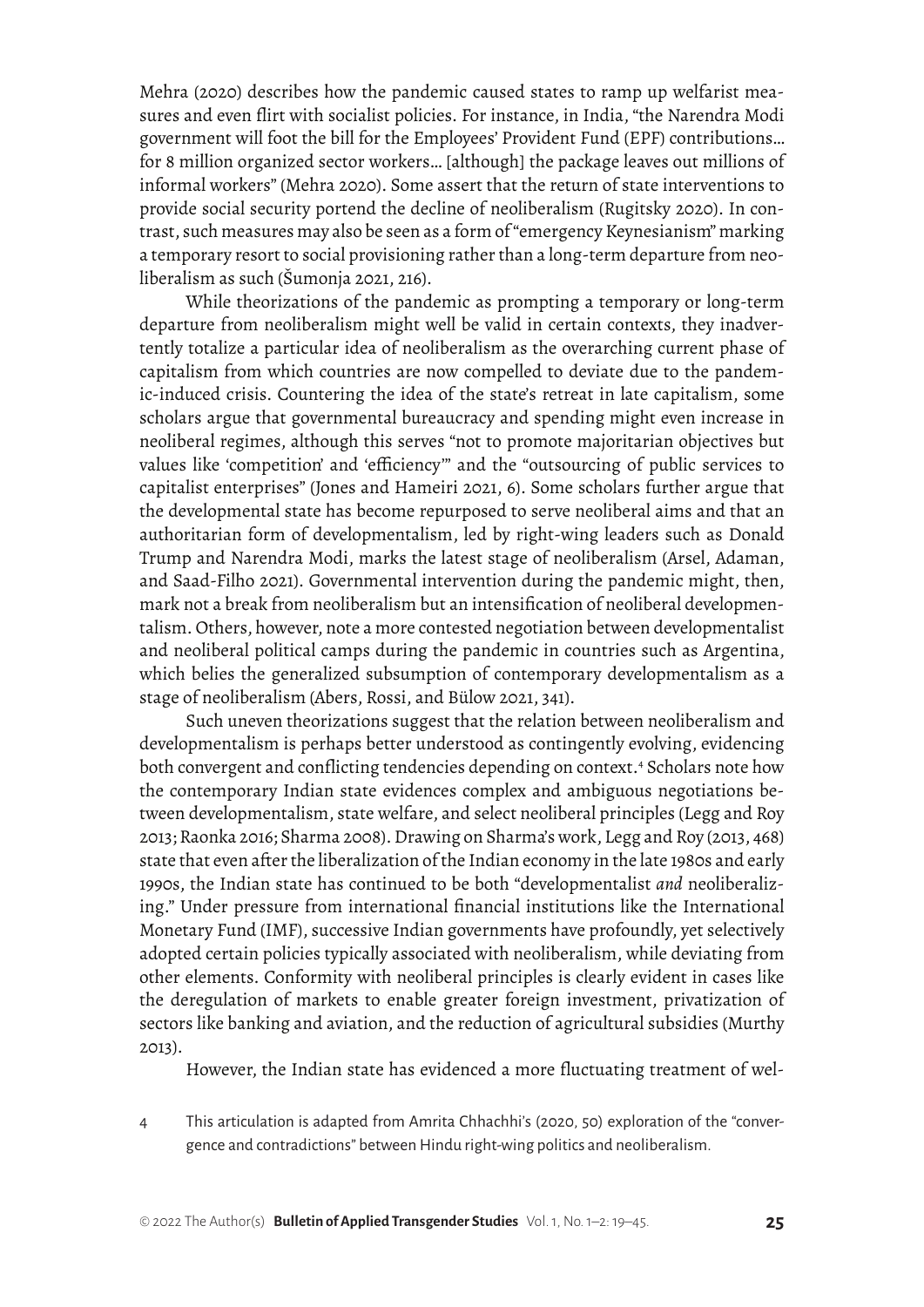Mehra (2020) describes how the pandemic caused states to ramp up welfarist measures and even flirt with socialist policies. For instance, in India, "the Narendra Modi government will foot the bill for the Employees' Provident Fund (EPF) contributions… for 8 million organized sector workers… [although] the package leaves out millions of informal workers" (Mehra 2020). Some assert that the return of state interventions to provide social security portend the decline of neoliberalism (Rugitsky 2020). In contrast, such measures may also be seen as a form of "emergency Keynesianism" marking a temporary resort to social provisioning rather than a long-term departure from neoliberalism as such (Šumonja 2021, 216).

While theorizations of the pandemic as prompting a temporary or long-term departure from neoliberalism might well be valid in certain contexts, they inadvertently totalize a particular idea of neoliberalism as the overarching current phase of capitalism from which countries are now compelled to deviate due to the pandemic-induced crisis. Countering the idea of the state's retreat in late capitalism, some scholars argue that governmental bureaucracy and spending might even increase in neoliberal regimes, although this serves "not to promote majoritarian objectives but values like 'competition' and 'efficiency'" and the "outsourcing of public services to capitalist enterprises" (Jones and Hameiri 2021, 6). Some scholars further argue that the developmental state has become repurposed to serve neoliberal aims and that an authoritarian form of developmentalism, led by right-wing leaders such as Donald Trump and Narendra Modi, marks the latest stage of neoliberalism (Arsel, Adaman, and Saad-Filho 2021). Governmental intervention during the pandemic might, then, mark not a break from neoliberalism but an intensification of neoliberal developmentalism. Others, however, note a more contested negotiation between developmentalist and neoliberal political camps during the pandemic in countries such as Argentina, which belies the generalized subsumption of contemporary developmentalism as a stage of neoliberalism (Abers, Rossi, and Bülow 2021, 341).

Such uneven theorizations suggest that the relation between neoliberalism and developmentalism is perhaps better understood as contingently evolving, evidencing both convergent and conflicting tendencies depending on context.[4] Scholars note how the contemporary Indian state evidences complex and ambiguous negotiations between developmentalism, state welfare, and select neoliberal principles (Legg and Roy 2013; Raonka 2016; Sharma 2008). Drawing on Sharma's work, Legg and Roy (2013, 468) state that even after the liberalization of the Indian economy in the late 1980s and early 1990s, the Indian state has continued to be both "developmentalist *and* neoliberalizing." Under pressure from international financial institutions like the International Monetary Fund (IMF), successive Indian governments have profoundly, yet selectively adopted certain policies typically associated with neoliberalism, while deviating from other elements. Conformity with neoliberal principles is clearly evident in cases like the deregulation of markets to enable greater foreign investment, privatization of sectors like banking and aviation, and the reduction of agricultural subsidies (Murthy 2013).

However, the Indian state has evidenced a more fluctuating treatment of wel-

4 This articulation is adapted from Amrita Chhachhi's (2020, 50) exploration of the "convergence and contradictions" between Hindu right-wing politics and neoliberalism.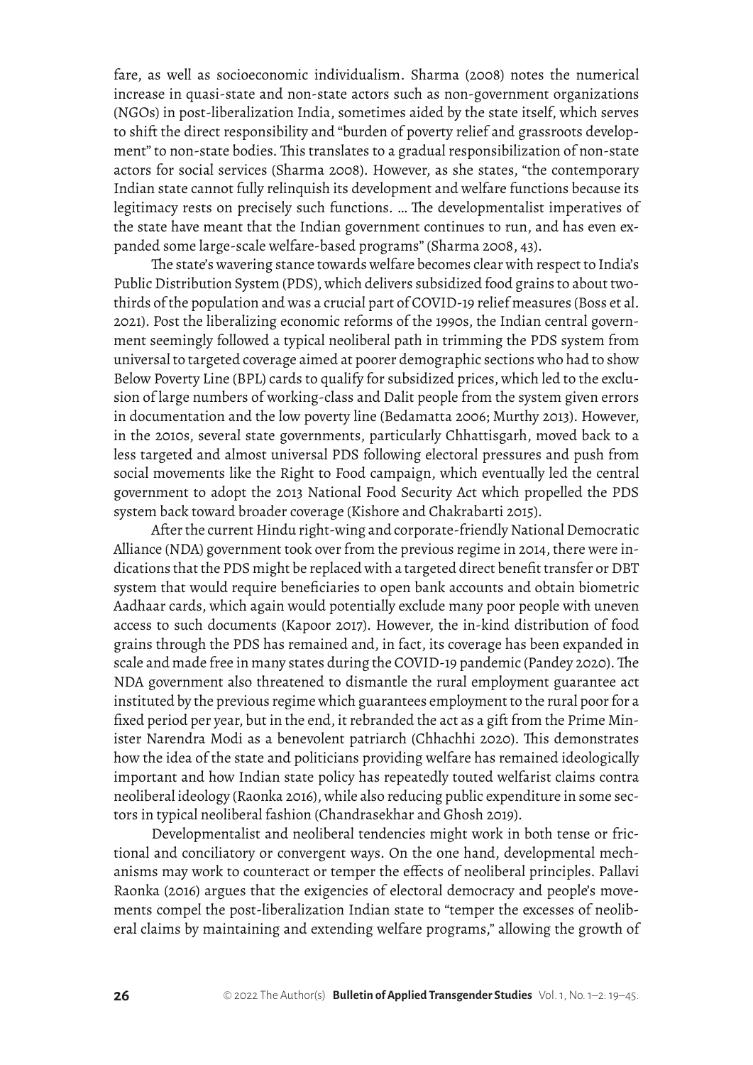fare, as well as socioeconomic individualism. Sharma (2008) notes the numerical increase in quasi-state and non-state actors such as non-government organizations (NGOs) in post-liberalization India, sometimes aided by the state itself, which serves to shift the direct responsibility and "burden of poverty relief and grassroots development" to non-state bodies. This translates to a gradual responsibilization of non-state actors for social services (Sharma 2008). However, as she states, "the contemporary Indian state cannot fully relinquish its development and welfare functions because its legitimacy rests on precisely such functions. … The developmentalist imperatives of the state have meant that the Indian government continues to run, and has even expanded some large-scale welfare-based programs" (Sharma 2008, 43).

The state's wavering stance towards welfare becomes clear with respect to India's Public Distribution System (PDS), which delivers subsidized food grains to about two-thirds of the population and was a crucial part of COVID-19 relief measures (Boss et al. 2021). Post the liberalizing economic reforms of the 1990s, the Indian central government seemingly followed a typical neoliberal path in trimming the PDS system from universal to targeted coverage aimed at poorer demographic sections who had to show Below Poverty Line (BPL) cards to qualify for subsidized prices, which led to the exclusion of large numbers of working-class and Dalit people from the system given errors in documentation and the low poverty line (Bedamatta 2006; Murthy 2013). However, in the 2010s, several state governments, particularly Chhattisgarh, moved back to a less targeted and almost universal PDS following electoral pressures and push from social movements like the Right to Food campaign, which eventually led the central government to adopt the 2013 National Food Security Act which propelled the PDS system back toward broader coverage (Kishore and Chakrabarti 2015).

After the current Hindu right-wing and corporate-friendly National Democratic Alliance (NDA) government took over from the previous regime in 2014, there were indications that the PDS might be replaced with a targeted direct benefit transfer or DBT system that would require beneficiaries to open bank accounts and obtain biometric Aadhaar cards, which again would potentially exclude many poor people with uneven access to such documents (Kapoor 2017). However, the in-kind distribution of food grains through the PDS has remained and, in fact, its coverage has been expanded in scale and made free in many states during the COVID-19 pandemic (Pandey 2020). The NDA government also threatened to dismantle the rural employment guarantee act instituted by the previous regime which guarantees employment to the rural poor for a fixed period per year, but in the end, it rebranded the act as a gift from the Prime Minister Narendra Modi as a benevolent patriarch (Chhachhi 2020). This demonstrates how the idea of the state and politicians providing welfare has remained ideologically important and how Indian state policy has repeatedly touted welfarist claims contra neoliberal ideology (Raonka 2016), while also reducing public expenditure in some sectors in typical neoliberal fashion (Chandrasekhar and Ghosh 2019).

Developmentalist and neoliberal tendencies might work in both tense or frictional and conciliatory or convergent ways. On the one hand, developmental mechanisms may work to counteract or temper the effects of neoliberal principles. Pallavi Raonka (2016) argues that the exigencies of electoral democracy and people's movements compel the post-liberalization Indian state to "temper the excesses of neoliberal claims by maintaining and extending welfare programs," allowing the growth of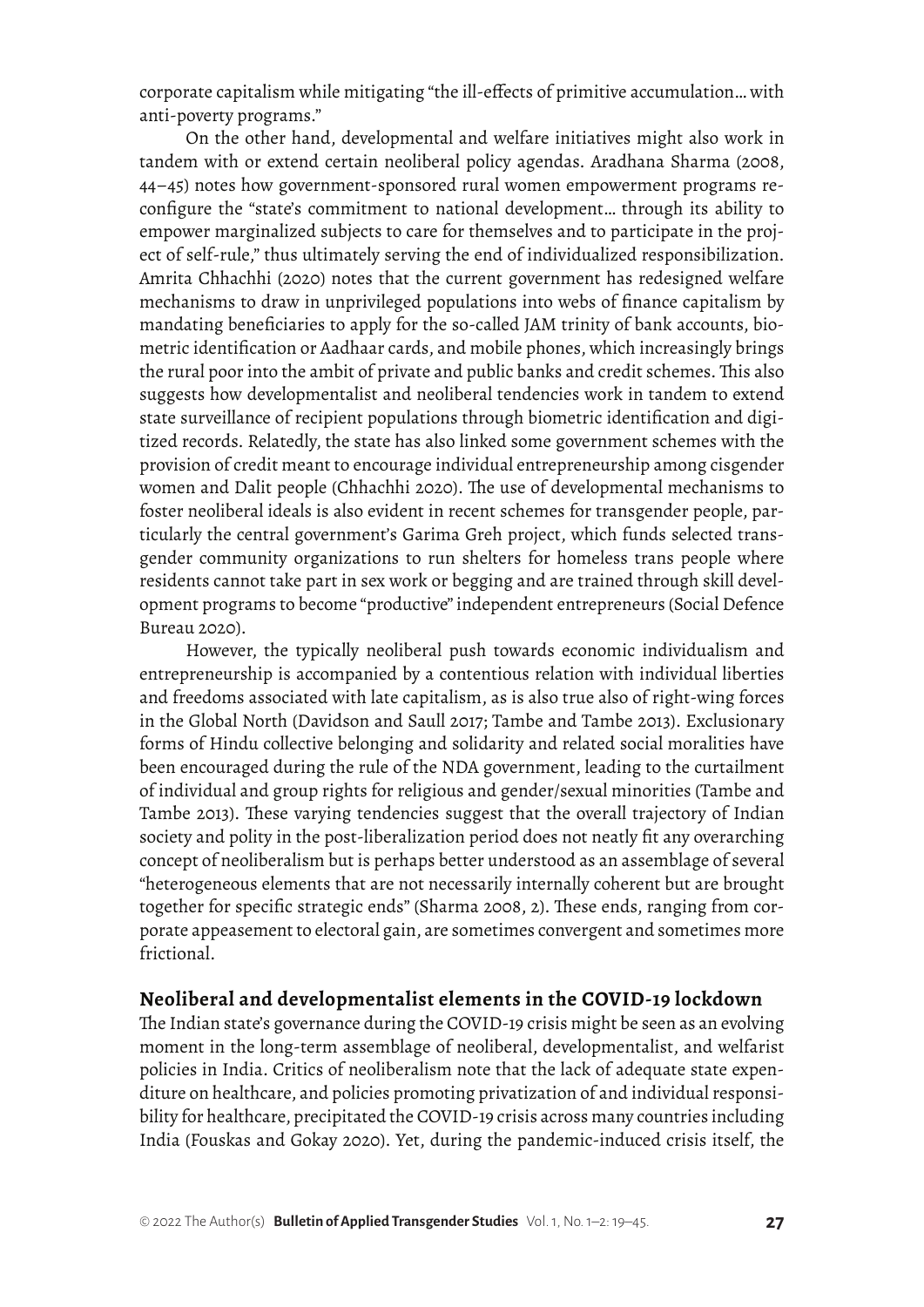corporate capitalism while mitigating "the ill-effects of primitive accumulation… with anti-poverty programs."

On the other hand, developmental and welfare initiatives might also work in tandem with or extend certain neoliberal policy agendas. Aradhana Sharma (2008, 44–45) notes how government-sponsored rural women empowerment programs reconfigure the "state's commitment to national development… through its ability to empower marginalized subjects to care for themselves and to participate in the project of self-rule," thus ultimately serving the end of individualized responsibilization. Amrita Chhachhi (2020) notes that the current government has redesigned welfare mechanisms to draw in unprivileged populations into webs of finance capitalism by mandating beneficiaries to apply for the so-called JAM trinity of bank accounts, biometric identification or Aadhaar cards, and mobile phones, which increasingly brings the rural poor into the ambit of private and public banks and credit schemes. This also suggests how developmentalist and neoliberal tendencies work in tandem to extend state surveillance of recipient populations through biometric identification and digitized records. Relatedly, the state has also linked some government schemes with the provision of credit meant to encourage individual entrepreneurship among cisgender women and Dalit people (Chhachhi 2020). The use of developmental mechanisms to foster neoliberal ideals is also evident in recent schemes for transgender people, particularly the central government's Garima Greh project, which funds selected transgender community organizations to run shelters for homeless trans people where residents cannot take part in sex work or begging and are trained through skill development programs to become "productive" independent entrepreneurs (Social Defence Bureau 2020).

However, the typically neoliberal push towards economic individualism and entrepreneurship is accompanied by a contentious relation with individual liberties and freedoms associated with late capitalism, as is also true also of right-wing forces in the Global North (Davidson and Saull 2017; Tambe and Tambe 2013). Exclusionary forms of Hindu collective belonging and solidarity and related social moralities have been encouraged during the rule of the NDA government, leading to the curtailment of individual and group rights for religious and gender/sexual minorities (Tambe and Tambe 2013). These varying tendencies suggest that the overall trajectory of Indian society and polity in the post-liberalization period does not neatly fit any overarching concept of neoliberalism but is perhaps better understood as an assemblage of several "heterogeneous elements that are not necessarily internally coherent but are brought together for specific strategic ends" (Sharma 2008, 2). These ends, ranging from corporate appeasement to electoral gain, are sometimes convergent and sometimes more frictional.

## Neoliberal and developmentalist elements in the COVID-19 lockdown

The Indian state's governance during the COVID-19 crisis might be seen as an evolving moment in the long-term assemblage of neoliberal, developmentalist, and welfarist policies in India. Critics of neoliberalism note that the lack of adequate state expenditure on healthcare, and policies promoting privatization of and individual responsibility for healthcare, precipitated the COVID-19 crisis across many countries including India (Fouskas and Gokay 2020). Yet, during the pandemic-induced crisis itself, the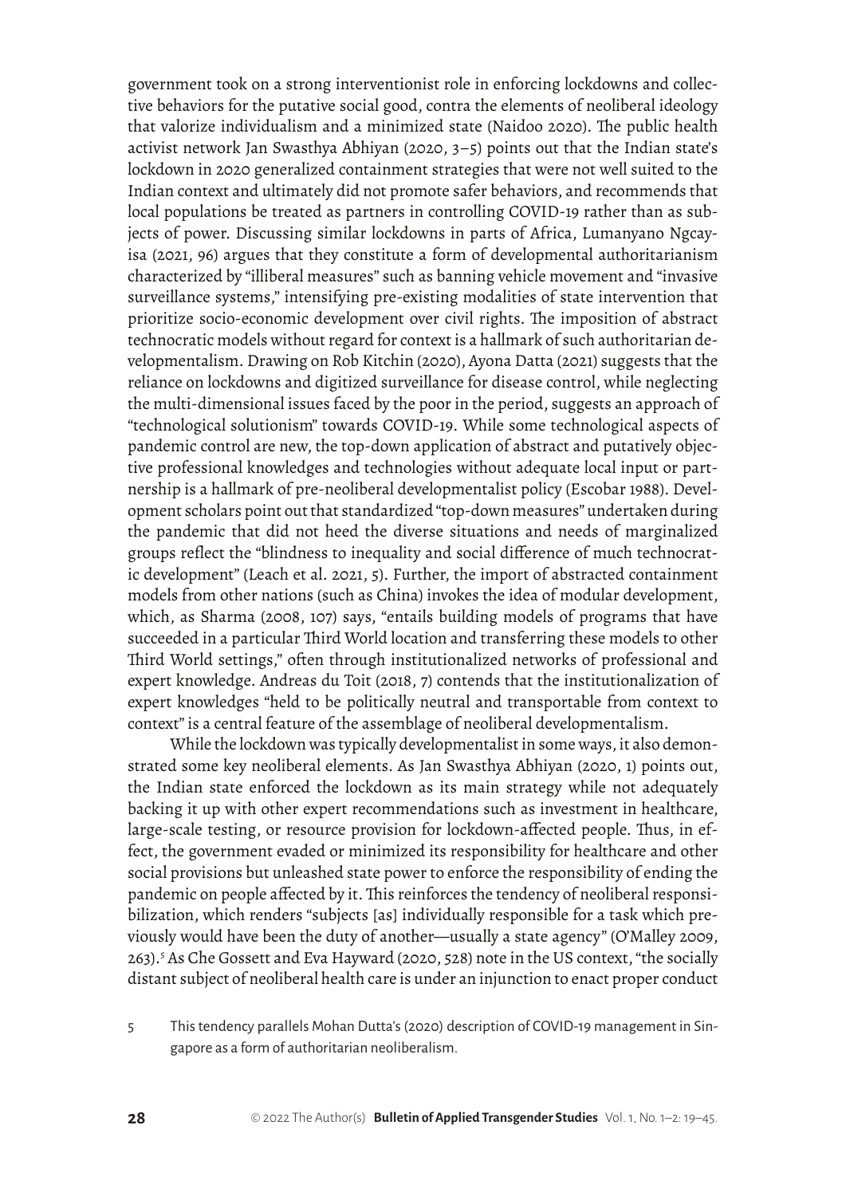government took on a strong interventionist role in enforcing lockdowns and collective behaviors for the putative social good, contra the elements of neoliberal ideology that valorize individualism and a minimized state (Naidoo 2020). The public health activist network Jan Swasthya Abhiyan (2020, 3–5) points out that the Indian state's lockdown in 2020 generalized containment strategies that were not well suited to the Indian context and ultimately did not promote safer behaviors, and recommends that local populations be treated as partners in controlling COVID-19 rather than as subjects of power. Discussing similar lockdowns in parts of Africa, Lumanyano Ngcayisa (2021, 96) argues that they constitute a form of developmental authoritarianism characterized by "illiberal measures" such as banning vehicle movement and "invasive surveillance systems," intensifying pre-existing modalities of state intervention that prioritize socio-economic development over civil rights. The imposition of abstract technocratic models without regard for context is a hallmark of such authoritarian developmentalism. Drawing on Rob Kitchin (2020), Ayona Datta (2021) suggests that the reliance on lockdowns and digitized surveillance for disease control, while neglecting the multi-dimensional issues faced by the poor in the period, suggests an approach of "technological solutionism" towards COVID-19. While some technological aspects of pandemic control are new, the top-down application of abstract and putatively objective professional knowledges and technologies without adequate local input or partnership is a hallmark of pre-neoliberal developmentalist policy (Escobar 1988). Development scholars point out that standardized "top-down measures" undertaken during the pandemic that did not heed the diverse situations and needs of marginalized groups reflect the "blindness to inequality and social difference of much technocratic development" (Leach et al. 2021, 5). Further, the import of abstracted containment models from other nations (such as China) invokes the idea of modular development, which, as Sharma (2008, 107) says, "entails building models of programs that have succeeded in a particular Third World location and transferring these models to other Third World settings," often through institutionalized networks of professional and expert knowledge. Andreas du Toit (2018, 7) contends that the institutionalization of expert knowledges "held to be politically neutral and transportable from context to context" is a central feature of the assemblage of neoliberal developmentalism.

While the lockdown was typically developmentalist in some ways, it also demonstrated some key neoliberal elements. As Jan Swasthya Abhiyan (2020, 1) points out, the Indian state enforced the lockdown as its main strategy while not adequately backing it up with other expert recommendations such as investment in healthcare, large-scale testing, or resource provision for lockdown-affected people. Thus, in effect, the government evaded or minimized its responsibility for healthcare and other social provisions but unleashed state power to enforce the responsibility of ending the pandemic on people affected by it. This reinforces the tendency of neoliberal responsibilization, which renders "subjects [as] individually responsible for a task which previously would have been the duty of another—usually a state agency" (O'Malley 2009, 263).[5] As Che Gossett and Eva Hayward (2020, 528) note in the US context, "the socially distant subject of neoliberal health care is under an injunction to enact proper conduct

5 This tendency parallels Mohan Dutta's (2020) description of COVID-19 management in Singapore as a form of authoritarian neoliberalism.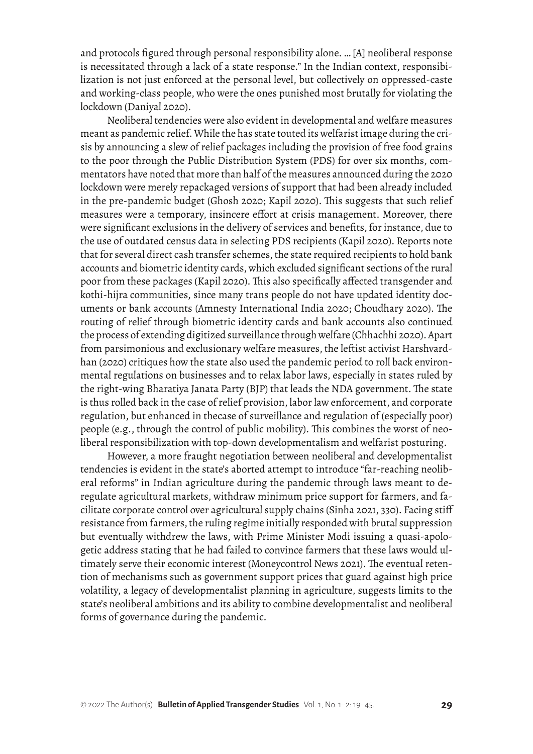and protocols figured through personal responsibility alone. … [A] neoliberal response is necessitated through a lack of a state response." In the Indian context, responsibilization is not just enforced at the personal level, but collectively on oppressed-caste and working-class people, who were the ones punished most brutally for violating the lockdown (Daniyal 2020).

Neoliberal tendencies were also evident in developmental and welfare measures meant as pandemic relief. While the has state touted its welfarist image during the crisis by announcing a slew of relief packages including the provision of free food grains to the poor through the Public Distribution System (PDS) for over six months, commentators have noted that more than half of the measures announced during the 2020 lockdown were merely repackaged versions of support that had been already included in the pre-pandemic budget (Ghosh 2020; Kapil 2020). This suggests that such relief measures were a temporary, insincere effort at crisis management. Moreover, there were significant exclusions in the delivery of services and benefits, for instance, due to the use of outdated census data in selecting PDS recipients (Kapil 2020). Reports note that for several direct cash transfer schemes, the state required recipients to hold bank accounts and biometric identity cards, which excluded significant sections of the rural poor from these packages (Kapil 2020). This also specifically affected transgender and kothi-hijra communities, since many trans people do not have updated identity documents or bank accounts (Amnesty International India 2020; Choudhary 2020). The routing of relief through biometric identity cards and bank accounts also continued the process of extending digitized surveillance through welfare (Chhachhi 2020). Apart from parsimonious and exclusionary welfare measures, the leftist activist Harshvardhan (2020) critiques how the state also used the pandemic period to roll back environmental regulations on businesses and to relax labor laws, especially in states ruled by the right-wing Bharatiya Janata Party (BJP) that leads the NDA government. The state is thus rolled back in the case of relief provision, labor law enforcement, and corporate regulation, but enhanced in thecase of surveillance and regulation of (especially poor) people (e.g., through the control of public mobility). This combines the worst of neoliberal responsibilization with top-down developmentalism and welfarist posturing.

However, a more fraught negotiation between neoliberal and developmentalist tendencies is evident in the state's aborted attempt to introduce "far-reaching neoliberal reforms" in Indian agriculture during the pandemic through laws meant to deregulate agricultural markets, withdraw minimum price support for farmers, and facilitate corporate control over agricultural supply chains (Sinha 2021, 330). Facing stiff resistance from farmers, the ruling regime initially responded with brutal suppression but eventually withdrew the laws, with Prime Minister Modi issuing a quasi-apologetic address stating that he had failed to convince farmers that these laws would ultimately serve their economic interest (Moneycontrol News 2021). The eventual retention of mechanisms such as government support prices that guard against high price volatility, a legacy of developmentalist planning in agriculture, suggests limits to the state's neoliberal ambitions and its ability to combine developmentalist and neoliberal forms of governance during the pandemic.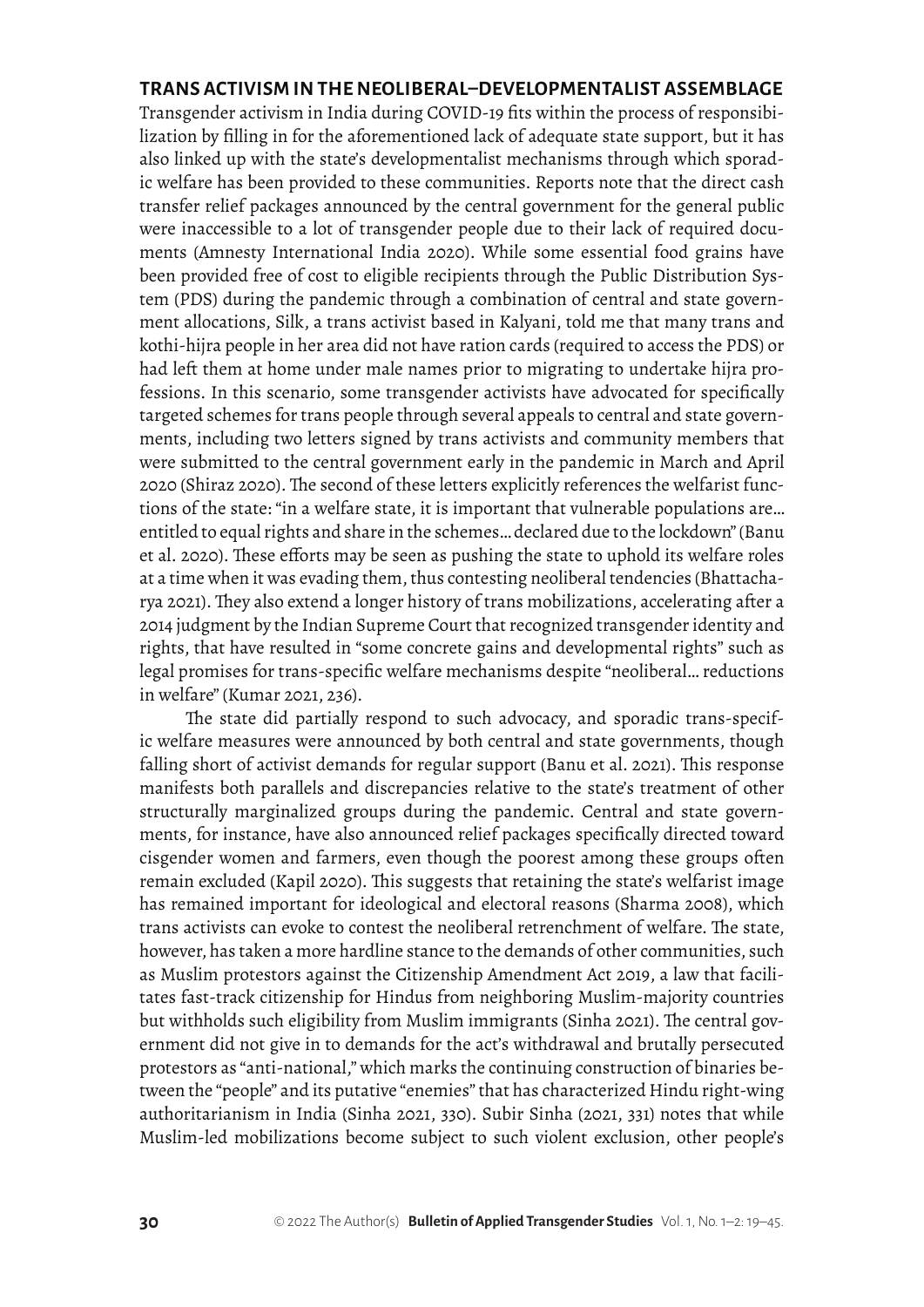## TRANS ACTIVISM IN THE NEOLIBERAL–DEVELOPMENTALIST ASSEMBLAGE

Transgender activism in India during COVID-19 fits within the process of responsibilization by filling in for the aforementioned lack of adequate state support, but it has also linked up with the state's developmentalist mechanisms through which sporadic welfare has been provided to these communities. Reports note that the direct cash transfer relief packages announced by the central government for the general public were inaccessible to a lot of transgender people due to their lack of required documents (Amnesty International India 2020). While some essential food grains have been provided free of cost to eligible recipients through the Public Distribution System (PDS) during the pandemic through a combination of central and state government allocations, Silk, a trans activist based in Kalyani, told me that many trans and kothi-hijra people in her area did not have ration cards (required to access the PDS) or had left them at home under male names prior to migrating to undertake hijra professions. In this scenario, some transgender activists have advocated for specifically targeted schemes for trans people through several appeals to central and state governments, including two letters signed by trans activists and community members that were submitted to the central government early in the pandemic in March and April 2020 (Shiraz 2020). The second of these letters explicitly references the welfarist functions of the state: "in a welfare state, it is important that vulnerable populations are… entitled to equal rights and share in the schemes… declared due to the lockdown" (Banu et al. 2020). These efforts may be seen as pushing the state to uphold its welfare roles at a time when it was evading them, thus contesting neoliberal tendencies (Bhattacharya 2021). They also extend a longer history of trans mobilizations, accelerating after a 2014 judgment by the Indian Supreme Court that recognized transgender identity and rights, that have resulted in "some concrete gains and developmental rights" such as legal promises for trans-specific welfare mechanisms despite "neoliberal… reductions in welfare" (Kumar 2021, 236).

The state did partially respond to such advocacy, and sporadic trans-specific welfare measures were announced by both central and state governments, though falling short of activist demands for regular support (Banu et al. 2021). This response manifests both parallels and discrepancies relative to the state's treatment of other structurally marginalized groups during the pandemic. Central and state governments, for instance, have also announced relief packages specifically directed toward cisgender women and farmers, even though the poorest among these groups often remain excluded (Kapil 2020). This suggests that retaining the state's welfarist image has remained important for ideological and electoral reasons (Sharma 2008), which trans activists can evoke to contest the neoliberal retrenchment of welfare. The state, however, has taken a more hardline stance to the demands of other communities, such as Muslim protestors against the Citizenship Amendment Act 2019, a law that facilitates fast-track citizenship for Hindus from neighboring Muslim-majority countries but withholds such eligibility from Muslim immigrants (Sinha 2021). The central government did not give in to demands for the act's withdrawal and brutally persecuted protestors as "anti-national," which marks the continuing construction of binaries between the "people" and its putative "enemies" that has characterized Hindu right-wing authoritarianism in India (Sinha 2021, 330). Subir Sinha (2021, 331) notes that while Muslim-led mobilizations become subject to such violent exclusion, other people's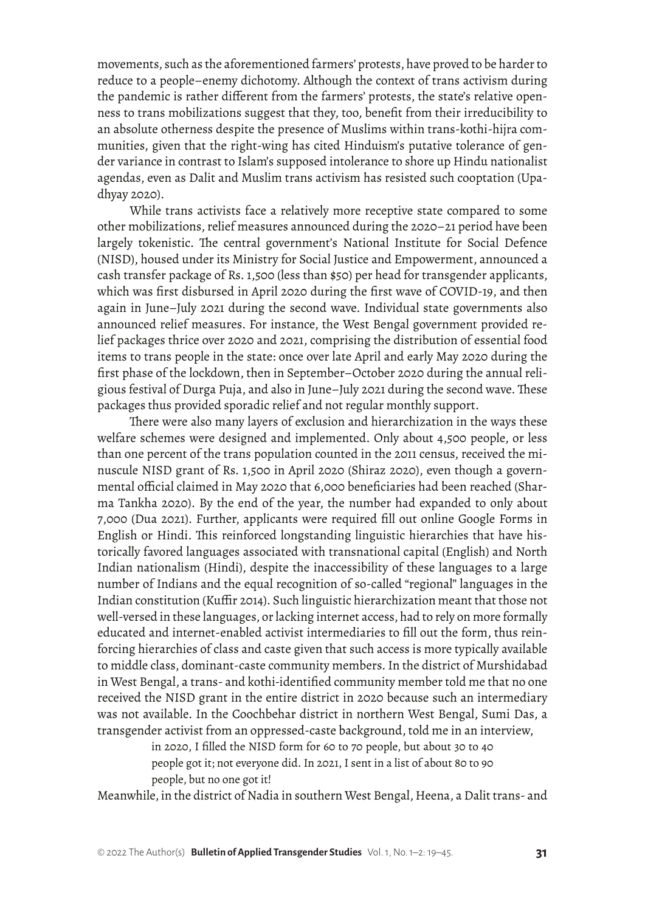movements, such as the aforementioned farmers' protests, have proved to be harder to reduce to a people–enemy dichotomy. Although the context of trans activism during the pandemic is rather different from the farmers' protests, the state's relative openness to trans mobilizations suggest that they, too, benefit from their irreducibility to an absolute otherness despite the presence of Muslims within trans-kothi-hijra communities, given that the right-wing has cited Hinduism's putative tolerance of gender variance in contrast to Islam's supposed intolerance to shore up Hindu nationalist agendas, even as Dalit and Muslim trans activism has resisted such cooptation (Upadhyay 2020).

While trans activists face a relatively more receptive state compared to some other mobilizations, relief measures announced during the 2020–21 period have been largely tokenistic. The central government's National Institute for Social Defence (NISD), housed under its Ministry for Social Justice and Empowerment, announced a cash transfer package of Rs. 1,500 (less than $50) per head for transgender applicants, which was first disbursed in April 2020 during the first wave of COVID-19, and then again in June–July 2021 during the second wave. Individual state governments also announced relief measures. For instance, the West Bengal government provided relief packages thrice over 2020 and 2021, comprising the distribution of essential food items to trans people in the state: once over late April and early May 2020 during the first phase of the lockdown, then in September–October 2020 during the annual religious festival of Durga Puja, and also in June–July 2021 during the second wave. These packages thus provided sporadic relief and not regular monthly support.

There were also many layers of exclusion and hierarchization in the ways these welfare schemes were designed and implemented. Only about 4,500 people, or less than one percent of the trans population counted in the 2011 census, received the minuscule NISD grant of Rs. 1,500 in April 2020 (Shiraz 2020), even though a governmental official claimed in May 2020 that 6,000 beneficiaries had been reached (Sharma Tankha 2020). By the end of the year, the number had expanded to only about 7,000 (Dua 2021). Further, applicants were required fill out online Google Forms in English or Hindi. This reinforced longstanding linguistic hierarchies that have historically favored languages associated with transnational capital (English) and North Indian nationalism (Hindi), despite the inaccessibility of these languages to a large number of Indians and the equal recognition of so-called "regional" languages in the Indian constitution (Kuffir 2014). Such linguistic hierarchization meant that those not well-versed in these languages, or lacking internet access, had to rely on more formally educated and internet-enabled activist intermediaries to fill out the form, thus reinforcing hierarchies of class and caste given that such access is more typically available to middle class, dominant-caste community members. In the district of Murshidabad in West Bengal, a trans- and kothi-identified community member told me that no one received the NISD grant in the entire district in 2020 because such an intermediary was not available. In the Coochbehar district in northern West Bengal, Sumi Das, a transgender activist from an oppressed-caste background, told me in an interview,

> in 2020, I filled the NISD form for 60 to 70 people, but about 30 to 40 people got it; not everyone did. In 2021, I sent in a list of about 80 to 90 people, but no one got it!

Meanwhile, in the district of Nadia in southern West Bengal, Heena, a Dalit trans- and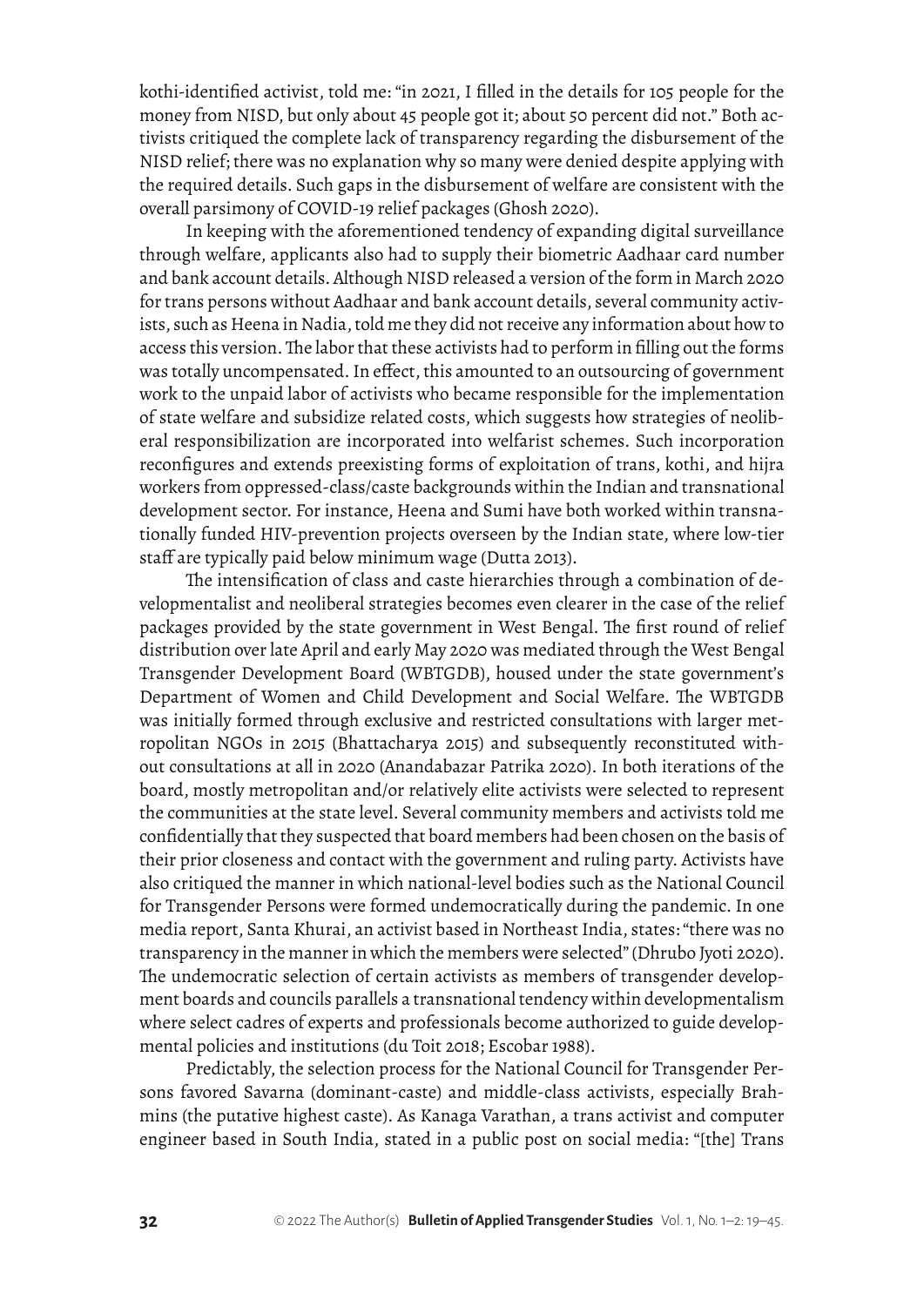kothi-identified activist, told me: "in 2021, I filled in the details for 105 people for the money from NISD, but only about 45 people got it; about 50 percent did not." Both activists critiqued the complete lack of transparency regarding the disbursement of the NISD relief; there was no explanation why so many were denied despite applying with the required details. Such gaps in the disbursement of welfare are consistent with the overall parsimony of COVID-19 relief packages (Ghosh 2020).

In keeping with the aforementioned tendency of expanding digital surveillance through welfare, applicants also had to supply their biometric Aadhaar card number and bank account details. Although NISD released a version of the form in March 2020 for trans persons without Aadhaar and bank account details, several community activists, such as Heena in Nadia, told me they did not receive any information about how to access this version. The labor that these activists had to perform in filling out the forms was totally uncompensated. In effect, this amounted to an outsourcing of government work to the unpaid labor of activists who became responsible for the implementation of state welfare and subsidize related costs, which suggests how strategies of neoliberal responsibilization are incorporated into welfarist schemes. Such incorporation reconfigures and extends preexisting forms of exploitation of trans, kothi, and hijra workers from oppressed-class/caste backgrounds within the Indian and transnational development sector. For instance, Heena and Sumi have both worked within transnationally funded HIV-prevention projects overseen by the Indian state, where low-tier staff are typically paid below minimum wage (Dutta 2013).

The intensification of class and caste hierarchies through a combination of developmentalist and neoliberal strategies becomes even clearer in the case of the relief packages provided by the state government in West Bengal. The first round of relief distribution over late April and early May 2020 was mediated through the West Bengal Transgender Development Board (WBTGDB), housed under the state government's Department of Women and Child Development and Social Welfare. The WBTGDB was initially formed through exclusive and restricted consultations with larger metropolitan NGOs in 2015 (Bhattacharya 2015) and subsequently reconstituted without consultations at all in 2020 (Anandabazar Patrika 2020). In both iterations of the board, mostly metropolitan and/or relatively elite activists were selected to represent the communities at the state level. Several community members and activists told me confidentially that they suspected that board members had been chosen on the basis of their prior closeness and contact with the government and ruling party. Activists have also critiqued the manner in which national-level bodies such as the National Council for Transgender Persons were formed undemocratically during the pandemic. In one media report, Santa Khurai, an activist based in Northeast India, states: "there was no transparency in the manner in which the members were selected" (Dhrubo Jyoti 2020). The undemocratic selection of certain activists as members of transgender development boards and councils parallels a transnational tendency within developmentalism where select cadres of experts and professionals become authorized to guide developmental policies and institutions (du Toit 2018; Escobar 1988).

Predictably, the selection process for the National Council for Transgender Persons favored Savarna (dominant-caste) and middle-class activists, especially Brahmins (the putative highest caste). As Kanaga Varathan, a trans activist and computer engineer based in South India, stated in a public post on social media: "[the] Trans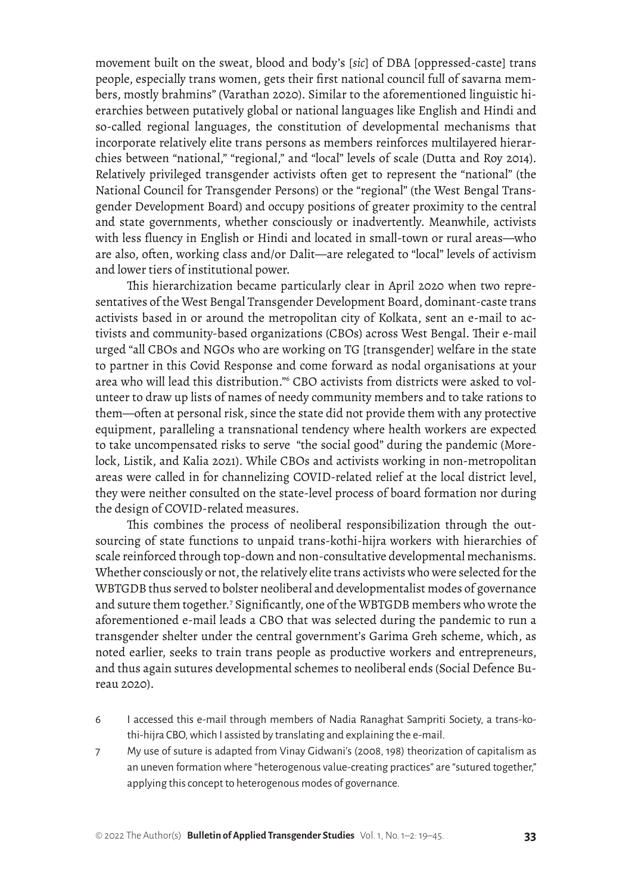movement built on the sweat, blood and body's [*sic*] of DBA [oppressed-caste] trans people, especially trans women, gets their first national council full of savarna members, mostly brahmins" (Varathan 2020). Similar to the aforementioned linguistic hierarchies between putatively global or national languages like English and Hindi and so-called regional languages, the constitution of developmental mechanisms that incorporate relatively elite trans persons as members reinforces multilayered hierarchies between "national," "regional," and "local" levels of scale (Dutta and Roy 2014). Relatively privileged transgender activists often get to represent the "national" (the National Council for Transgender Persons) or the "regional" (the West Bengal Transgender Development Board) and occupy positions of greater proximity to the central and state governments, whether consciously or inadvertently. Meanwhile, activists with less fluency in English or Hindi and located in small-town or rural areas—who are also, often, working class and/or Dalit—are relegated to "local" levels of activism and lower tiers of institutional power.

This hierarchization became particularly clear in April 2020 when two representatives of the West Bengal Transgender Development Board, dominant-caste trans activists based in or around the metropolitan city of Kolkata, sent an e-mail to activists and community-based organizations (CBOs) across West Bengal. Their e-mail urged "all CBOs and NGOs who are working on TG [transgender] welfare in the state to partner in this Covid Response and come forward as nodal organisations at your area who will lead this distribution."[6] CBO activists from districts were asked to volunteer to draw up lists of names of needy community members and to take rations to them—often at personal risk, since the state did not provide them with any protective equipment, paralleling a transnational tendency where health workers are expected to take uncompensated risks to serve "the social good" during the pandemic (Morelock, Listik, and Kalia 2021). While CBOs and activists working in non-metropolitan areas were called in for channelizing COVID-related relief at the local district level, they were neither consulted on the state-level process of board formation nor during the design of COVID-related measures.

This combines the process of neoliberal responsibilization through the outsourcing of state functions to unpaid trans-kothi-hijra workers with hierarchies of scale reinforced through top-down and non-consultative developmental mechanisms. Whether consciously or not, the relatively elite trans activists who were selected for the WBTGDB thus served to bolster neoliberal and developmentalist modes of governance and suture them together.[7] Significantly, one of the WBTGDB members who wrote the aforementioned e-mail leads a CBO that was selected during the pandemic to run a transgender shelter under the central government's Garima Greh scheme, which, as noted earlier, seeks to train trans people as productive workers and entrepreneurs, and thus again sutures developmental schemes to neoliberal ends (Social Defence Bureau 2020).

6 I accessed this e-mail through members of Nadia Ranaghat Sampriti Society, a trans-kothi-hijra CBO, which I assisted by translating and explaining the e-mail.

7 My use of suture is adapted from Vinay Gidwani's (2008, 198) theorization of capitalism as an uneven formation where "heterogenous value-creating practices" are "sutured together," applying this concept to heterogenous modes of governance.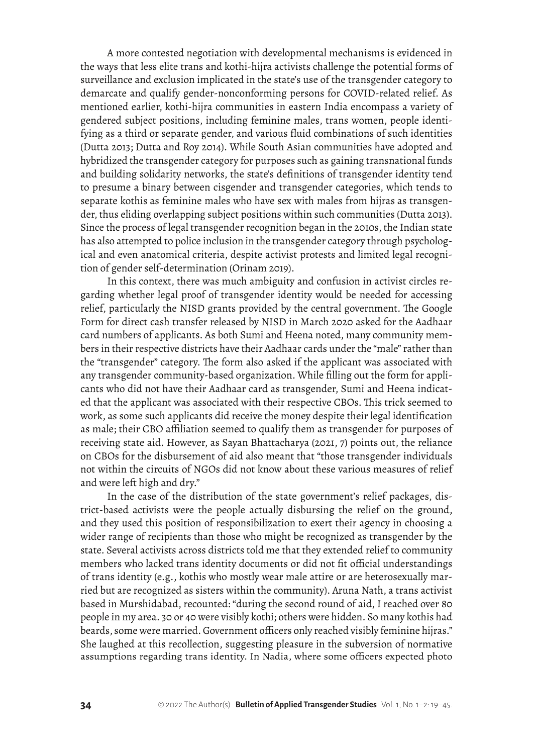A more contested negotiation with developmental mechanisms is evidenced in the ways that less elite trans and kothi-hijra activists challenge the potential forms of surveillance and exclusion implicated in the state's use of the transgender category to demarcate and qualify gender-nonconforming persons for COVID-related relief. As mentioned earlier, kothi-hijra communities in eastern India encompass a variety of gendered subject positions, including feminine males, trans women, people identifying as a third or separate gender, and various fluid combinations of such identities (Dutta 2013; Dutta and Roy 2014). While South Asian communities have adopted and hybridized the transgender category for purposes such as gaining transnational funds and building solidarity networks, the state's definitions of transgender identity tend to presume a binary between cisgender and transgender categories, which tends to separate kothis as feminine males who have sex with males from hijras as transgender, thus eliding overlapping subject positions within such communities (Dutta 2013). Since the process of legal transgender recognition began in the 2010s, the Indian state has also attempted to police inclusion in the transgender category through psychological and even anatomical criteria, despite activist protests and limited legal recognition of gender self-determination (Orinam 2019).

In this context, there was much ambiguity and confusion in activist circles regarding whether legal proof of transgender identity would be needed for accessing relief, particularly the NISD grants provided by the central government. The Google Form for direct cash transfer released by NISD in March 2020 asked for the Aadhaar card numbers of applicants. As both Sumi and Heena noted, many community members in their respective districts have their Aadhaar cards under the "male" rather than the "transgender" category. The form also asked if the applicant was associated with any transgender community-based organization. While filling out the form for applicants who did not have their Aadhaar card as transgender, Sumi and Heena indicated that the applicant was associated with their respective CBOs. This trick seemed to work, as some such applicants did receive the money despite their legal identification as male; their CBO affiliation seemed to qualify them as transgender for purposes of receiving state aid. However, as Sayan Bhattacharya (2021, 7) points out, the reliance on CBOs for the disbursement of aid also meant that "those transgender individuals not within the circuits of NGOs did not know about these various measures of relief and were left high and dry."

In the case of the distribution of the state government's relief packages, district-based activists were the people actually disbursing the relief on the ground, and they used this position of responsibilization to exert their agency in choosing a wider range of recipients than those who might be recognized as transgender by the state. Several activists across districts told me that they extended relief to community members who lacked trans identity documents or did not fit official understandings of trans identity (e.g., kothis who mostly wear male attire or are heterosexually married but are recognized as sisters within the community). Aruna Nath, a trans activist based in Murshidabad, recounted: "during the second round of aid, I reached over 80 people in my area. 30 or 40 were visibly kothi; others were hidden. So many kothis had beards, some were married. Government officers only reached visibly feminine hijras." She laughed at this recollection, suggesting pleasure in the subversion of normative assumptions regarding trans identity. In Nadia, where some officers expected photo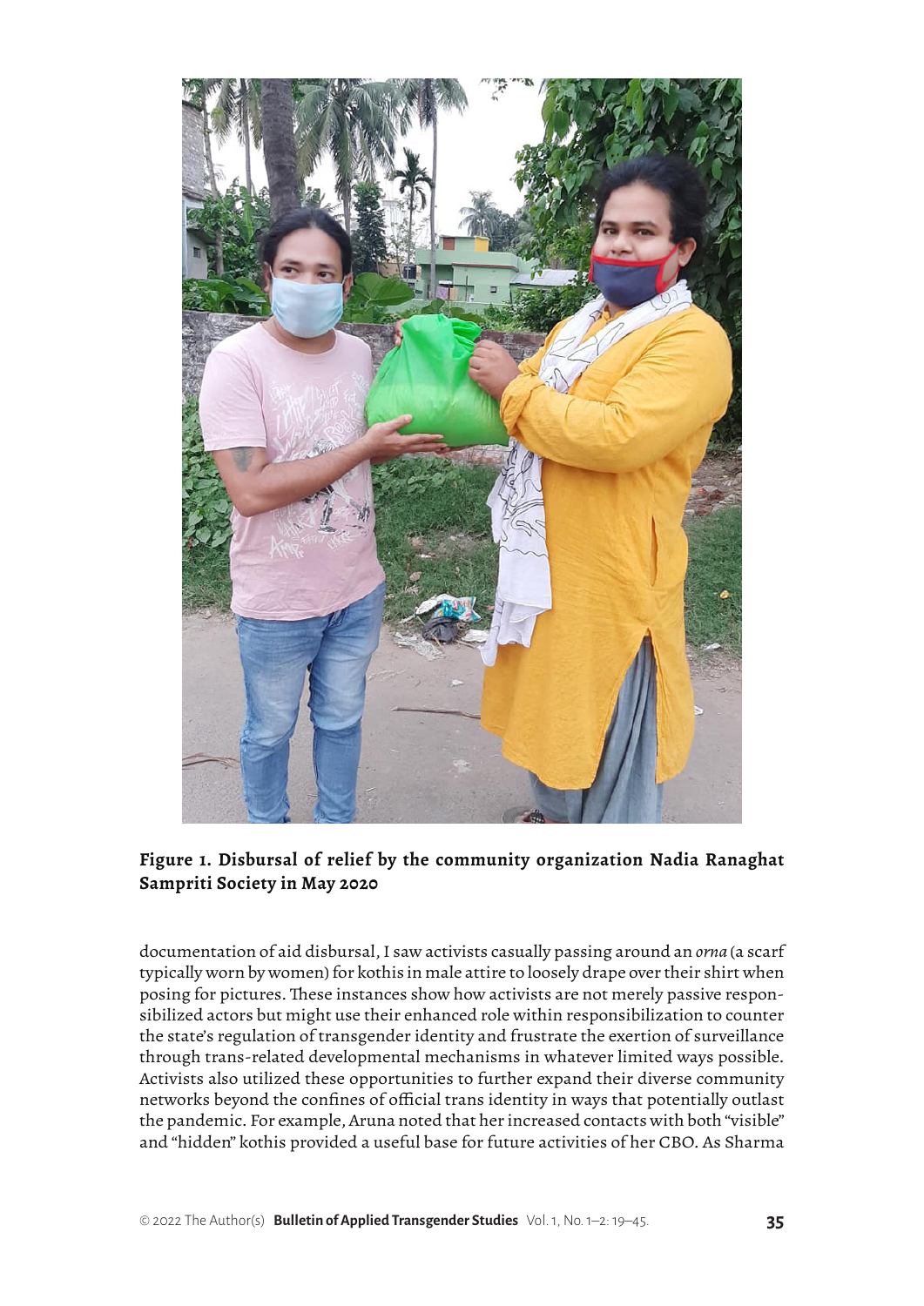**Figure 1. Disbursal of relief by the community organization Nadia Ranaghat Sampriti Society in May 2020**

documentation of aid disbursal, I saw activists casually passing around an *orna* (a scarf typically worn by women) for kothis in male attire to loosely drape over their shirt when posing for pictures. These instances show how activists are not merely passive responsibilized actors but might use their enhanced role within responsibilization to counter the state's regulation of transgender identity and frustrate the exertion of surveillance through trans-related developmental mechanisms in whatever limited ways possible. Activists also utilized these opportunities to further expand their diverse community networks beyond the confines of official trans identity in ways that potentially outlast the pandemic. For example, Aruna noted that her increased contacts with both "visible" and "hidden" kothis provided a useful base for future activities of her CBO. As Sharma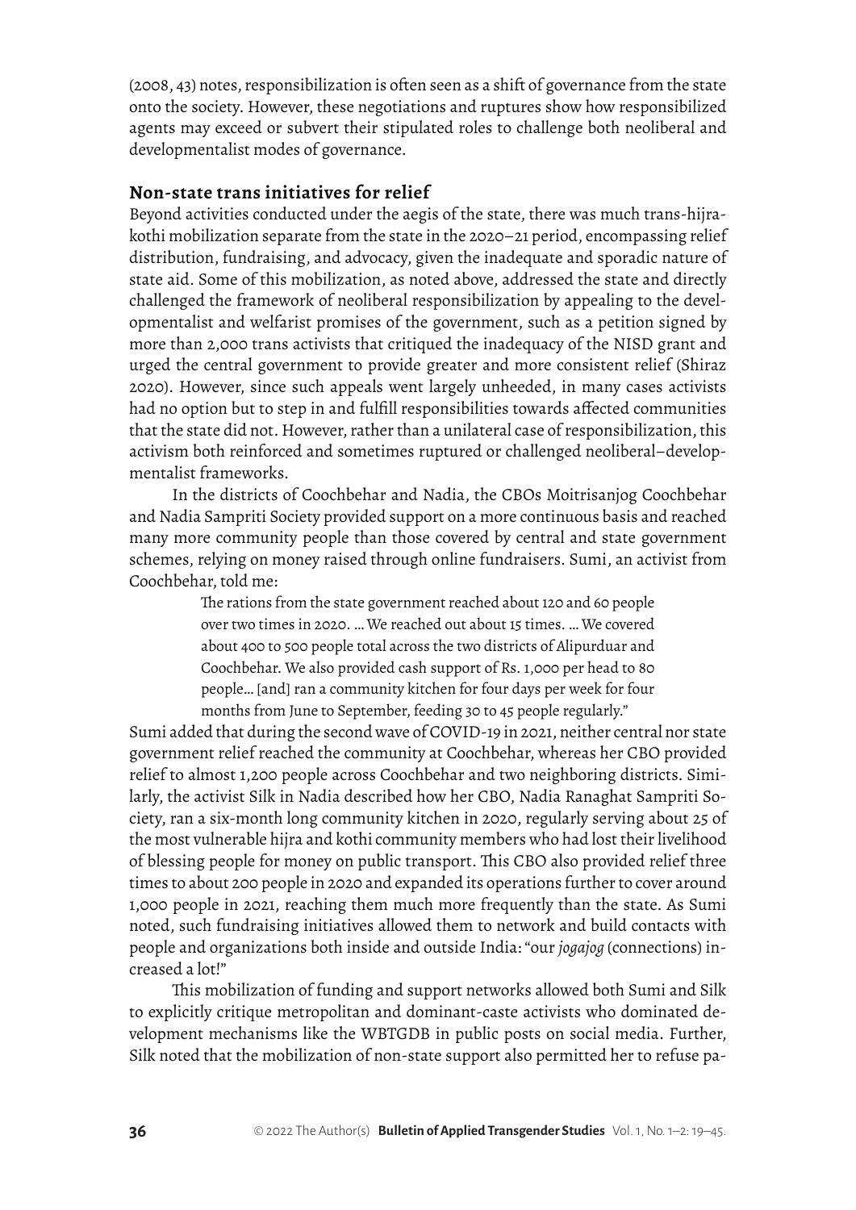(2008, 43) notes, responsibilization is often seen as a shift of governance from the state onto the society. However, these negotiations and ruptures show how responsibilized agents may exceed or subvert their stipulated roles to challenge both neoliberal and developmentalist modes of governance.

## Non-state trans initiatives for relief

Beyond activities conducted under the aegis of the state, there was much trans-hijra-kothi mobilization separate from the state in the 2020–21 period, encompassing relief distribution, fundraising, and advocacy, given the inadequate and sporadic nature of state aid. Some of this mobilization, as noted above, addressed the state and directly challenged the framework of neoliberal responsibilization by appealing to the developmentalist and welfarist promises of the government, such as a petition signed by more than 2,000 trans activists that critiqued the inadequacy of the NISD grant and urged the central government to provide greater and more consistent relief (Shiraz 2020). However, since such appeals went largely unheeded, in many cases activists had no option but to step in and fulfill responsibilities towards affected communities that the state did not. However, rather than a unilateral case of responsibilization, this activism both reinforced and sometimes ruptured or challenged neoliberal–developmentalist frameworks.

In the districts of Coochbehar and Nadia, the CBOs Moitrisanjog Coochbehar and Nadia Sampriti Society provided support on a more continuous basis and reached many more community people than those covered by central and state government schemes, relying on money raised through online fundraisers. Sumi, an activist from Coochbehar, told me:

> The rations from the state government reached about 120 and 60 people over two times in 2020. … We reached out about 15 times. … We covered about 400 to 500 people total across the two districts of Alipurduar and Coochbehar. We also provided cash support of Rs. 1,000 per head to 80 people… [and] ran a community kitchen for four days per week for four months from June to September, feeding 30 to 45 people regularly."

Sumi added that during the second wave of COVID-19 in 2021, neither central nor state government relief reached the community at Coochbehar, whereas her CBO provided relief to almost 1,200 people across Coochbehar and two neighboring districts. Similarly, the activist Silk in Nadia described how her CBO, Nadia Ranaghat Sampriti Society, ran a six-month long community kitchen in 2020, regularly serving about 25 of the most vulnerable hijra and kothi community members who had lost their livelihood of blessing people for money on public transport. This CBO also provided relief three times to about 200 people in 2020 and expanded its operations further to cover around 1,000 people in 2021, reaching them much more frequently than the state. As Sumi noted, such fundraising initiatives allowed them to network and build contacts with people and organizations both inside and outside India: "our *jogajog* (connections) increased a lot!"

This mobilization of funding and support networks allowed both Sumi and Silk to explicitly critique metropolitan and dominant-caste activists who dominated development mechanisms like the WBTGDB in public posts on social media. Further, Silk noted that the mobilization of non-state support also permitted her to refuse pa-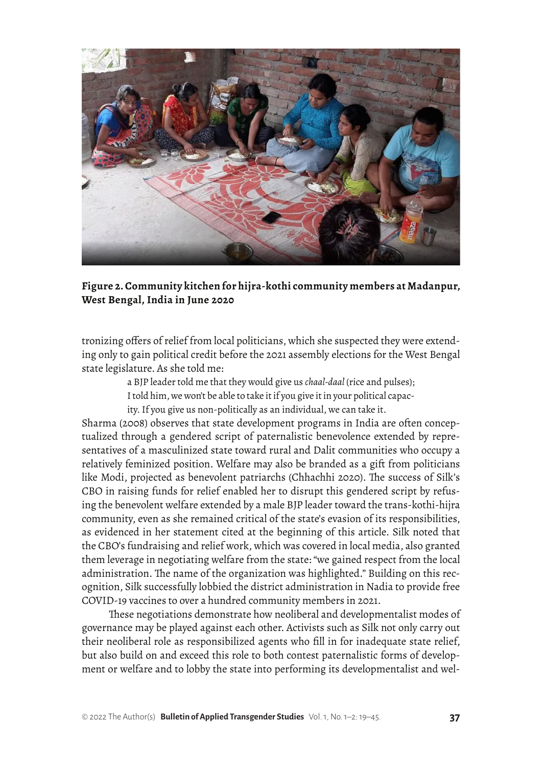**Figure 2. Community kitchen for hijra-kothi community members at Madanpur, West Bengal, India in June 2020**

tronizing offers of relief from local politicians, which she suspected they were extending only to gain political credit before the 2021 assembly elections for the West Bengal state legislature. As she told me:

> a BJP leader told me that they would give us *chaal-daal* (rice and pulses); I told him, we won't be able to take it if you give it in your political capacity. If you give us non-politically as an individual, we can take it.

Sharma (2008) observes that state development programs in India are often conceptualized through a gendered script of paternalistic benevolence extended by representatives of a masculinized state toward rural and Dalit communities who occupy a relatively feminized position. Welfare may also be branded as a gift from politicians like Modi, projected as benevolent patriarchs (Chhachhi 2020). The success of Silk's CBO in raising funds for relief enabled her to disrupt this gendered script by refusing the benevolent welfare extended by a male BJP leader toward the trans-kothi-hijra community, even as she remained critical of the state's evasion of its responsibilities, as evidenced in her statement cited at the beginning of this article. Silk noted that the CBO's fundraising and relief work, which was covered in local media, also granted them leverage in negotiating welfare from the state: "we gained respect from the local administration. The name of the organization was highlighted." Building on this recognition, Silk successfully lobbied the district administration in Nadia to provide free COVID-19 vaccines to over a hundred community members in 2021.

These negotiations demonstrate how neoliberal and developmentalist modes of governance may be played against each other. Activists such as Silk not only carry out their neoliberal role as responsibilized agents who fill in for inadequate state relief, but also build on and exceed this role to both contest paternalistic forms of development or welfare and to lobby the state into performing its developmentalist and wel-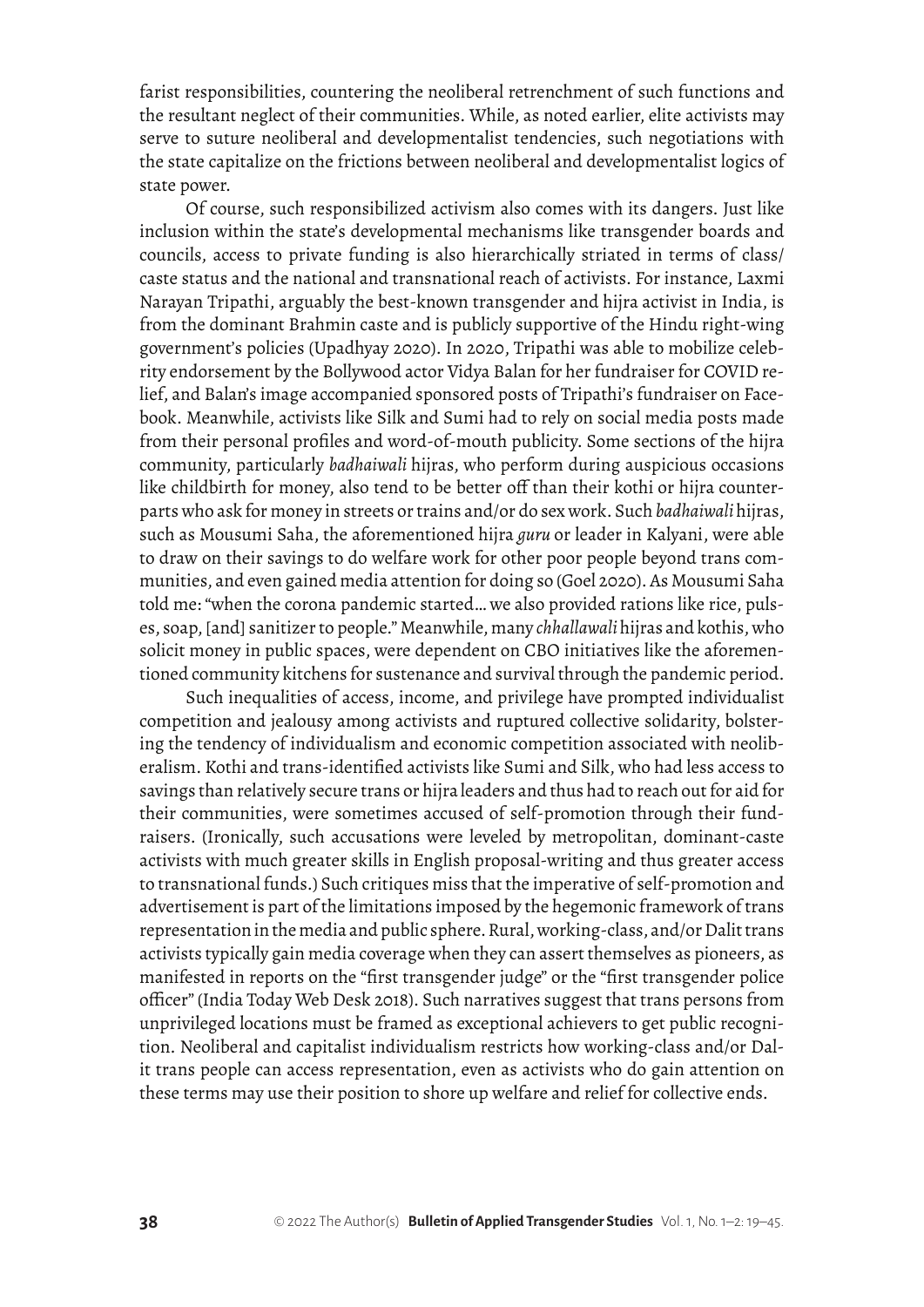farist responsibilities, countering the neoliberal retrenchment of such functions and the resultant neglect of their communities. While, as noted earlier, elite activists may serve to suture neoliberal and developmentalist tendencies, such negotiations with the state capitalize on the frictions between neoliberal and developmentalist logics of state power.

Of course, such responsibilized activism also comes with its dangers. Just like inclusion within the state's developmental mechanisms like transgender boards and councils, access to private funding is also hierarchically striated in terms of class/caste status and the national and transnational reach of activists. For instance, Laxmi Narayan Tripathi, arguably the best-known transgender and hijra activist in India, is from the dominant Brahmin caste and is publicly supportive of the Hindu right-wing government's policies (Upadhyay 2020). In 2020, Tripathi was able to mobilize celebrity endorsement by the Bollywood actor Vidya Balan for her fundraiser for COVID relief, and Balan's image accompanied sponsored posts of Tripathi's fundraiser on Facebook. Meanwhile, activists like Silk and Sumi had to rely on social media posts made from their personal profiles and word-of-mouth publicity. Some sections of the hijra community, particularly *badhaiwali* hijras, who perform during auspicious occasions like childbirth for money, also tend to be better off than their kothi or hijra counterparts who ask for money in streets or trains and/or do sex work. Such *badhaiwali* hijras, such as Mousumi Saha, the aforementioned hijra *guru* or leader in Kalyani, were able to draw on their savings to do welfare work for other poor people beyond trans communities, and even gained media attention for doing so (Goel 2020). As Mousumi Saha told me: "when the corona pandemic started… we also provided rations like rice, pulses, soap, [and] sanitizer to people." Meanwhile, many *chhallawali* hijras and kothis, who solicit money in public spaces, were dependent on CBO initiatives like the aforementioned community kitchens for sustenance and survival through the pandemic period.

Such inequalities of access, income, and privilege have prompted individualist competition and jealousy among activists and ruptured collective solidarity, bolstering the tendency of individualism and economic competition associated with neoliberalism. Kothi and trans-identified activists like Sumi and Silk, who had less access to savings than relatively secure trans or hijra leaders and thus had to reach out for aid for their communities, were sometimes accused of self-promotion through their fundraisers. (Ironically, such accusations were leveled by metropolitan, dominant-caste activists with much greater skills in English proposal-writing and thus greater access to transnational funds.) Such critiques miss that the imperative of self-promotion and advertisement is part of the limitations imposed by the hegemonic framework of trans representation in the media and public sphere. Rural, working-class, and/or Dalit trans activists typically gain media coverage when they can assert themselves as pioneers, as manifested in reports on the "first transgender judge" or the "first transgender police officer" (India Today Web Desk 2018). Such narratives suggest that trans persons from unprivileged locations must be framed as exceptional achievers to get public recognition. Neoliberal and capitalist individualism restricts how working-class and/or Dalit trans people can access representation, even as activists who do gain attention on these terms may use their position to shore up welfare and relief for collective ends.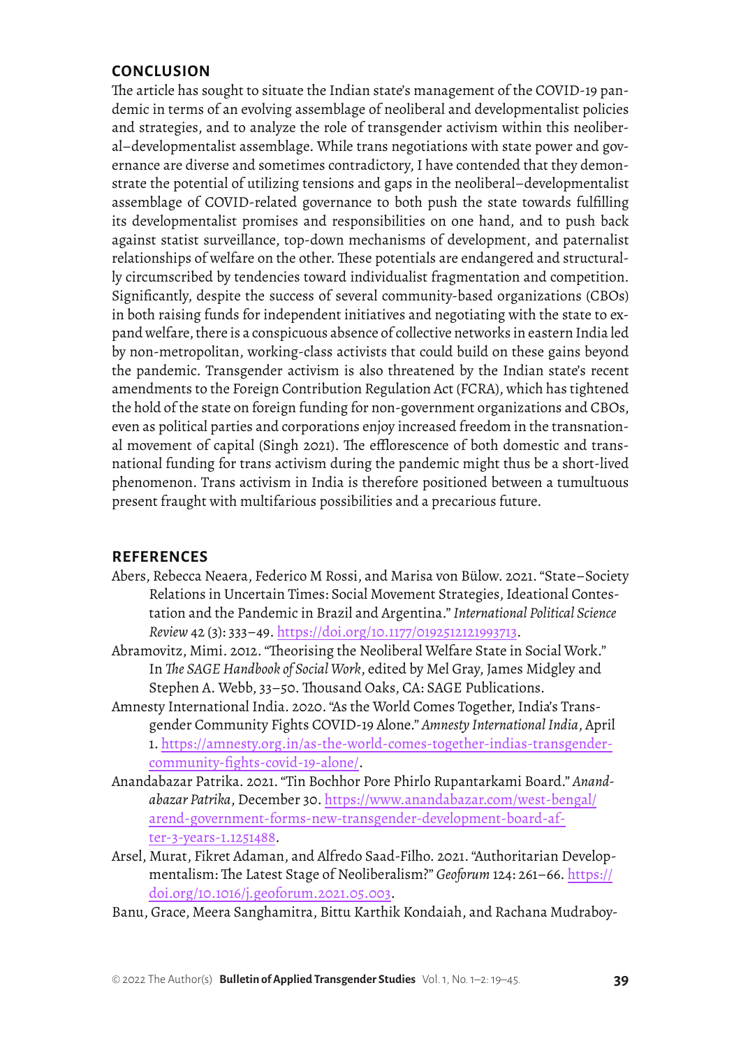## CONCLUSION

The article has sought to situate the Indian state's management of the COVID-19 pandemic in terms of an evolving assemblage of neoliberal and developmentalist policies and strategies, and to analyze the role of transgender activism within this neoliberal–developmentalist assemblage. While trans negotiations with state power and governance are diverse and sometimes contradictory, I have contended that they demonstrate the potential of utilizing tensions and gaps in the neoliberal–developmentalist assemblage of COVID-related governance to both push the state towards fulfilling its developmentalist promises and responsibilities on one hand, and to push back against statist surveillance, top-down mechanisms of development, and paternalist relationships of welfare on the other. These potentials are endangered and structurally circumscribed by tendencies toward individualist fragmentation and competition. Significantly, despite the success of several community-based organizations (CBOs) in both raising funds for independent initiatives and negotiating with the state to expand welfare, there is a conspicuous absence of collective networks in eastern India led by non-metropolitan, working-class activists that could build on these gains beyond the pandemic. Transgender activism is also threatened by the Indian state's recent amendments to the Foreign Contribution Regulation Act (FCRA), which has tightened the hold of the state on foreign funding for non-government organizations and CBOs, even as political parties and corporations enjoy increased freedom in the transnational movement of capital (Singh 2021). The efflorescence of both domestic and transnational funding for trans activism during the pandemic might thus be a short-lived phenomenon. Trans activism in India is therefore positioned between a tumultuous present fraught with multifarious possibilities and a precarious future.

## REFERENCES

Abers, Rebecca Neaera, Federico M Rossi, and Marisa von Bülow. 2021. "State–Society Relations in Uncertain Times: Social Movement Strategies, Ideational Contestation and the Pandemic in Brazil and Argentina." *International Political Science Review* 42 (3): 333–49. https://doi.org/10.1177/0192512121993713.

Abramovitz, Mimi. 2012. "Theorising the Neoliberal Welfare State in Social Work." In *The SAGE Handbook of Social Work*, edited by Mel Gray, James Midgley and Stephen A. Webb, 33–50. Thousand Oaks, CA: SAGE Publications.

Amnesty International India. 2020. "As the World Comes Together, India's Transgender Community Fights COVID-19 Alone." *Amnesty International India*, April 1. https://amnesty.org.in/as-the-world-comes-together-indias-transgender-community-fights-covid-19-alone/.

Anandabazar Patrika. 2021. "Tin Bochhor Pore Phirlo Rupantarkami Board." *Anandabazar Patrika*, December 30. https://www.anandabazar.com/west-bengal/arend-government-forms-new-transgender-development-board-after-3-years-1.1251488.

Arsel, Murat, Fikret Adaman, and Alfredo Saad-Filho. 2021. "Authoritarian Developmentalism: The Latest Stage of Neoliberalism?" *Geoforum* 124: 261–66. https://doi.org/10.1016/j.geoforum.2021.05.003.

Banu, Grace, Meera Sanghamitra, Bittu Karthik Kondaiah, and Rachana Mudraboy-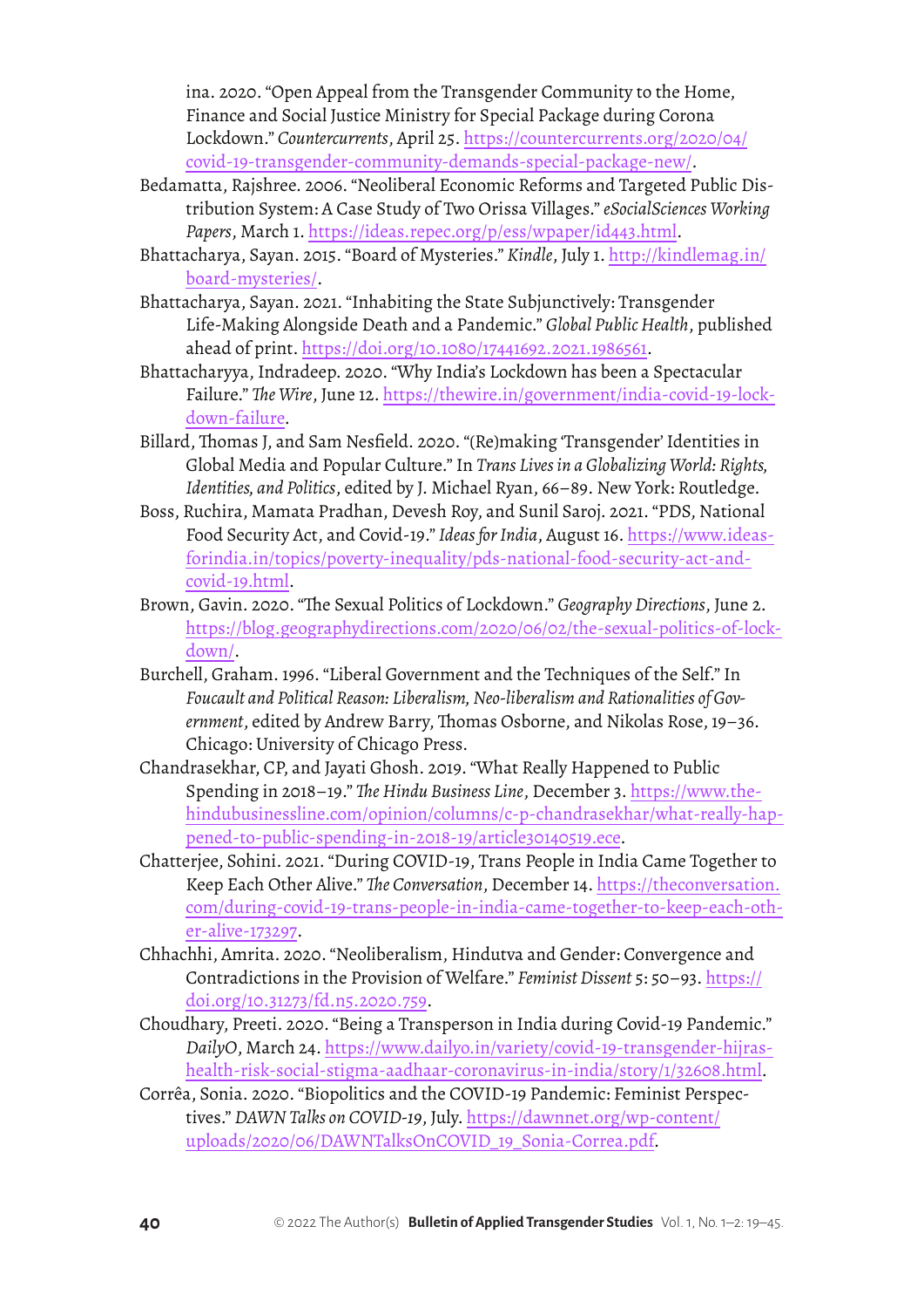ina. 2020. “Open Appeal from the Transgender Community to the Home, Finance and Social Justice Ministry for Special Package during Corona Lockdown.” *Countercurrents*, April 25. https://countercurrents.org/2020/04/covid-19-transgender-community-demands-special-package-new/.

Bedamatta, Rajshree. 2006. “Neoliberal Economic Reforms and Targeted Public Distribution System: A Case Study of Two Orissa Villages.” *eSocialSciences Working Papers*, March 1. https://ideas.repec.org/p/ess/wpaper/id443.html.

Bhattacharya, Sayan. 2015. “Board of Mysteries.” *Kindle*, July 1. http://kindlemag.in/board-mysteries/.

Bhattacharya, Sayan. 2021. “Inhabiting the State Subjunctively: Transgender Life-Making Alongside Death and a Pandemic.” *Global Public Health*, published ahead of print. https://doi.org/10.1080/17441692.2021.1986561.

Bhattacharyya, Indradeep. 2020. “Why India’s Lockdown has been a Spectacular Failure.” *The Wire*, June 12. https://thewire.in/government/india-covid-19-lockdown-failure.

Billard, Thomas J, and Sam Nesfield. 2020. “(Re)making ‘Transgender’ Identities in Global Media and Popular Culture.” In *Trans Lives in a Globalizing World: Rights, Identities, and Politics*, edited by J. Michael Ryan, 66–89. New York: Routledge.

Boss, Ruchira, Mamata Pradhan, Devesh Roy, and Sunil Saroj. 2021. “PDS, National Food Security Act, and Covid-19.” *Ideas for India*, August 16. https://www.ideasforindia.in/topics/poverty-inequality/pds-national-food-security-act-and-covid-19.html.

Brown, Gavin. 2020. “The Sexual Politics of Lockdown.” *Geography Directions*, June 2. https://blog.geographydirections.com/2020/06/02/the-sexual-politics-of-lockdown/.

Burchell, Graham. 1996. “Liberal Government and the Techniques of the Self.” In *Foucault and Political Reason: Liberalism, Neo-liberalism and Rationalities of Government*, edited by Andrew Barry, Thomas Osborne, and Nikolas Rose, 19–36. Chicago: University of Chicago Press.

Chandrasekhar, CP, and Jayati Ghosh. 2019. “What Really Happened to Public Spending in 2018–19.” *The Hindu Business Line*, December 3. https://www.thehindubusinessline.com/opinion/columns/c-p-chandrasekhar/what-really-happened-to-public-spending-in-2018-19/article30140519.ece.

Chatterjee, Sohini. 2021. “During COVID-19, Trans People in India Came Together to Keep Each Other Alive.” *The Conversation*, December 14. https://theconversation.com/during-covid-19-trans-people-in-india-came-together-to-keep-each-other-alive-173297.

Chhachhi, Amrita. 2020. “Neoliberalism, Hindutva and Gender: Convergence and Contradictions in the Provision of Welfare.” *Feminist Dissent* 5: 50–93. https://doi.org/10.31273/fd.n5.2020.759.

Choudhary, Preeti. 2020. “Being a Transperson in India during Covid-19 Pandemic.” *DailyO*, March 24. https://www.dailyo.in/variety/covid-19-transgender-hijras-health-risk-social-stigma-aadhaar-coronavirus-in-india/story/1/32608.html.

Corrêa, Sonia. 2020. “Biopolitics and the COVID-19 Pandemic: Feminist Perspectives.” *DAWN Talks on COVID-19*, July. https://dawnnet.org/wp-content/uploads/2020/06/DAWNTalksOnCOVID_19_Sonia-Correa.pdf.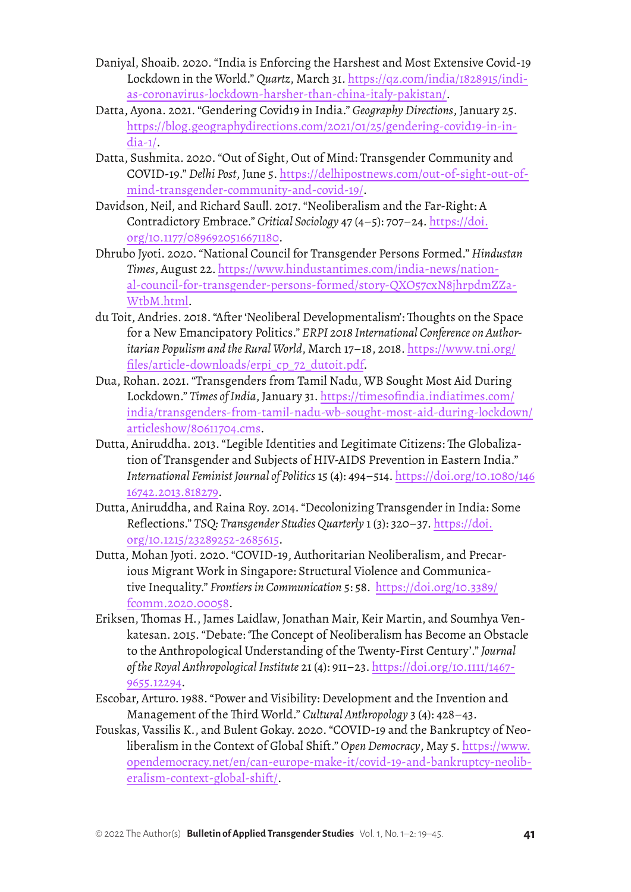Daniyal, Shoaib. 2020. “India is Enforcing the Harshest and Most Extensive Covid-19 Lockdown in the World.” *Quartz*, March 31. https://qz.com/india/1828915/indias-coronavirus-lockdown-harsher-than-china-italy-pakistan/.

Datta, Ayona. 2021. “Gendering Covid19 in India.” *Geography Directions*, January 25. https://blog.geographydirections.com/2021/01/25/gendering-covid19-in-india-1/.

Datta, Sushmita. 2020. “Out of Sight, Out of Mind: Transgender Community and COVID-19.” *Delhi Post*, June 5. https://delhipostnews.com/out-of-sight-out-of-mind-transgender-community-and-covid-19/.

Davidson, Neil, and Richard Saull. 2017. “Neoliberalism and the Far-Right: A Contradictory Embrace.” *Critical Sociology* 47 (4–5): 707–24. https://doi.org/10.1177/0896920516671180.

Dhrubo Jyoti. 2020. “National Council for Transgender Persons Formed.” *Hindustan Times*, August 22. https://www.hindustantimes.com/india-news/national-council-for-transgender-persons-formed/story-QXO57cxN8jhrpdmZZaWtbM.html.

du Toit, Andries. 2018. “After ‘Neoliberal Developmentalism’: Thoughts on the Space for a New Emancipatory Politics.” *ERPI 2018 International Conference on Authoritarian Populism and the Rural World*, March 17–18, 2018. https://www.tni.org/files/article-downloads/erpi_cp_72_dutoit.pdf.

Dua, Rohan. 2021. “Transgenders from Tamil Nadu, WB Sought Most Aid During Lockdown.” *Times of India*, January 31. https://timesofindia.indiatimes.com/india/transgenders-from-tamil-nadu-wb-sought-most-aid-during-lockdown/articleshow/80611704.cms.

Dutta, Aniruddha. 2013. “Legible Identities and Legitimate Citizens: The Globalization of Transgender and Subjects of HIV-AIDS Prevention in Eastern India.” *International Feminist Journal of Politics* 15 (4): 494–514. https://doi.org/10.1080/14616742.2013.818279.

Dutta, Aniruddha, and Raina Roy. 2014. “Decolonizing Transgender in India: Some Reflections.” *TSQ: Transgender Studies Quarterly* 1 (3): 320–37. https://doi.org/10.1215/23289252-2685615.

Dutta, Mohan Jyoti. 2020. “COVID-19, Authoritarian Neoliberalism, and Precarious Migrant Work in Singapore: Structural Violence and Communicative Inequality.” *Frontiers in Communication* 5: 58. https://doi.org/10.3389/fcomm.2020.00058.

Eriksen, Thomas H., James Laidlaw, Jonathan Mair, Keir Martin, and Soumhya Venkatesan. 2015. “Debate: ‘The Concept of Neoliberalism has Become an Obstacle to the Anthropological Understanding of the Twenty-First Century’.” *Journal of the Royal Anthropological Institute* 21 (4): 911–23. https://doi.org/10.1111/1467-9655.12294.

Escobar, Arturo. 1988. “Power and Visibility: Development and the Invention and Management of the Third World.” *Cultural Anthropology* 3 (4): 428–43.

Fouskas, Vassilis K., and Bulent Gokay. 2020. “COVID-19 and the Bankruptcy of Neoliberalism in the Context of Global Shift.” *Open Democracy*, May 5. https://www.opendemocracy.net/en/can-europe-make-it/covid-19-and-bankruptcy-neoliberalism-context-global-shift/.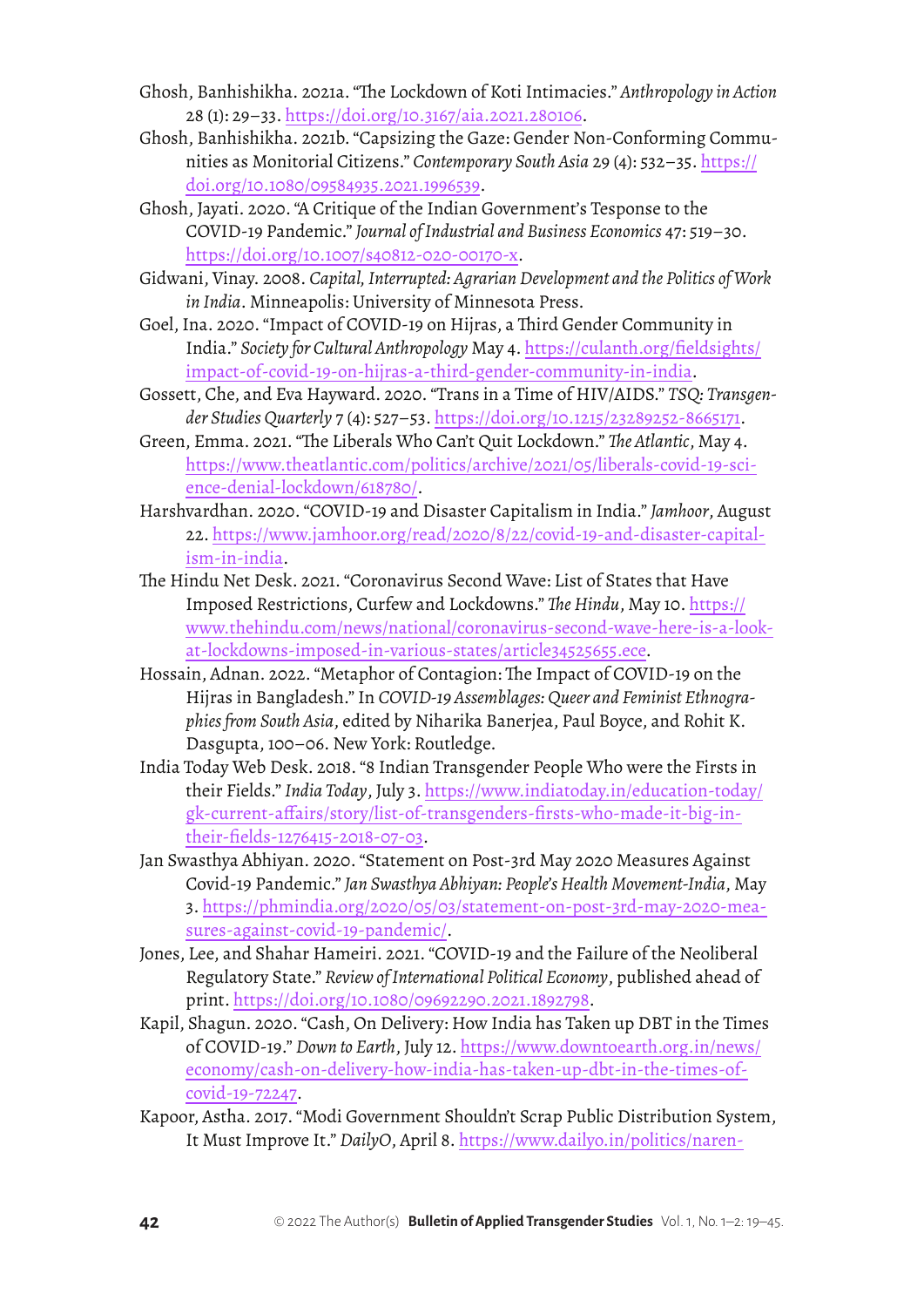Ghosh, Banhishikha. 2021a. "The Lockdown of Koti Intimacies." *Anthropology in Action* 28 (1): 29–33. https://doi.org/10.3167/aia.2021.280106.

Ghosh, Banhishikha. 2021b. "Capsizing the Gaze: Gender Non-Conforming Communities as Monitorial Citizens." *Contemporary South Asia* 29 (4): 532–35. https://doi.org/10.1080/09584935.2021.1996539.

Ghosh, Jayati. 2020. "A Critique of the Indian Government's Tesponse to the COVID-19 Pandemic." *Journal of Industrial and Business Economics* 47: 519–30. https://doi.org/10.1007/s40812-020-00170-x.

Gidwani, Vinay. 2008. *Capital, Interrupted: Agrarian Development and the Politics of Work in India*. Minneapolis: University of Minnesota Press.

Goel, Ina. 2020. "Impact of COVID-19 on Hijras, a Third Gender Community in India." *Society for Cultural Anthropology* May 4. https://culanth.org/fieldsights/impact-of-covid-19-on-hijras-a-third-gender-community-in-india.

Gossett, Che, and Eva Hayward. 2020. "Trans in a Time of HIV/AIDS." *TSQ: Transgender Studies Quarterly* 7 (4): 527–53. https://doi.org/10.1215/23289252-8665171.

Green, Emma. 2021. "The Liberals Who Can't Quit Lockdown." *The Atlantic*, May 4. https://www.theatlantic.com/politics/archive/2021/05/liberals-covid-19-science-denial-lockdown/618780/.

Harshvardhan. 2020. "COVID-19 and Disaster Capitalism in India." *Jamhoor*, August 22. https://www.jamhoor.org/read/2020/8/22/covid-19-and-disaster-capitalism-in-india.

The Hindu Net Desk. 2021. "Coronavirus Second Wave: List of States that Have Imposed Restrictions, Curfew and Lockdowns." *The Hindu*, May 10. https://www.thehindu.com/news/national/coronavirus-second-wave-here-is-a-look-at-lockdowns-imposed-in-various-states/article34525655.ece.

Hossain, Adnan. 2022. "Metaphor of Contagion: The Impact of COVID-19 on the Hijras in Bangladesh." In *COVID-19 Assemblages: Queer and Feminist Ethnographies from South Asia*, edited by Niharika Banerjea, Paul Boyce, and Rohit K. Dasgupta, 100–06. New York: Routledge.

India Today Web Desk. 2018. "8 Indian Transgender People Who were the Firsts in their Fields." *India Today*, July 3. https://www.indiatoday.in/education-today/gk-current-affairs/story/list-of-transgenders-firsts-who-made-it-big-in-their-fields-1276415-2018-07-03.

Jan Swasthya Abhiyan. 2020. "Statement on Post-3rd May 2020 Measures Against Covid-19 Pandemic." *Jan Swasthya Abhiyan: People's Health Movement-India*, May 3. https://phmindia.org/2020/05/03/statement-on-post-3rd-may-2020-measures-against-covid-19-pandemic/.

Jones, Lee, and Shahar Hameiri. 2021. "COVID-19 and the Failure of the Neoliberal Regulatory State." *Review of International Political Economy*, published ahead of print. https://doi.org/10.1080/09692290.2021.1892798.

Kapil, Shagun. 2020. "Cash, On Delivery: How India has Taken up DBT in the Times of COVID-19." *Down to Earth*, July 12. https://www.downtoearth.org.in/news/economy/cash-on-delivery-how-india-has-taken-up-dbt-in-the-times-of-covid-19-72247.

Kapoor, Astha. 2017. "Modi Government Shouldn't Scrap Public Distribution System, It Must Improve It." *DailyO*, April 8. https://www.dailyo.in/politics/naren-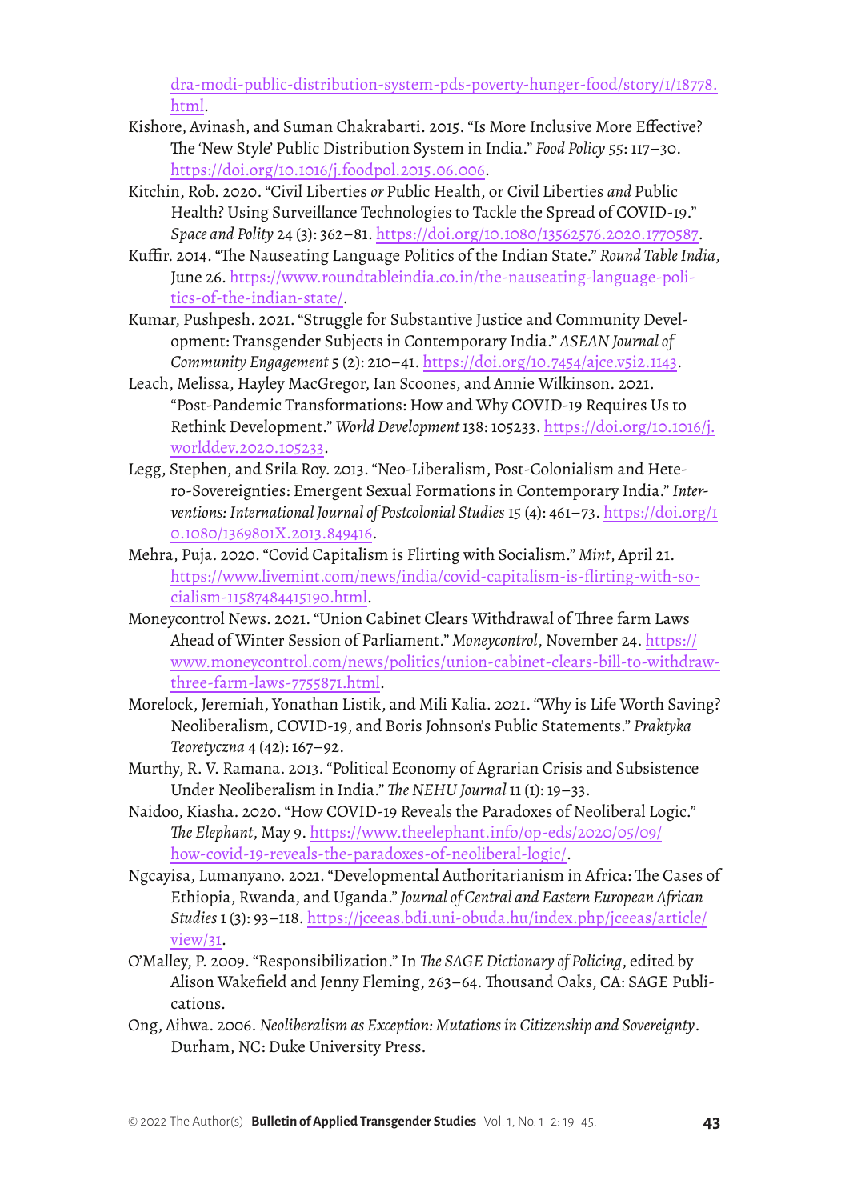dra-modi-public-distribution-system-pds-poverty-hunger-food/story/1/18778.html.

Kishore, Avinash, and Suman Chakrabarti. 2015. "Is More Inclusive More Effective? The 'New Style' Public Distribution System in India." *Food Policy* 55: 117–30. https://doi.org/10.1016/j.foodpol.2015.06.006.

Kitchin, Rob. 2020. "Civil Liberties *or* Public Health, or Civil Liberties *and* Public Health? Using Surveillance Technologies to Tackle the Spread of COVID-19." *Space and Polity* 24 (3): 362–81. https://doi.org/10.1080/13562576.2020.1770587.

Kuffir. 2014. "The Nauseating Language Politics of the Indian State." *Round Table India*, June 26. https://www.roundtableindia.co.in/the-nauseating-language-politics-of-the-indian-state/.

Kumar, Pushpesh. 2021. "Struggle for Substantive Justice and Community Development: Transgender Subjects in Contemporary India." *ASEAN Journal of Community Engagement* 5 (2): 210–41. https://doi.org/10.7454/ajce.v5i2.1143.

Leach, Melissa, Hayley MacGregor, Ian Scoones, and Annie Wilkinson. 2021. "Post-Pandemic Transformations: How and Why COVID-19 Requires Us to Rethink Development." *World Development* 138: 105233. https://doi.org/10.1016/j.worlddev.2020.105233.

Legg, Stephen, and Srila Roy. 2013. "Neo-Liberalism, Post-Colonialism and Hetero-Sovereignties: Emergent Sexual Formations in Contemporary India." *Interventions: International Journal of Postcolonial Studies* 15 (4): 461–73. https://doi.org/10.1080/1369801X.2013.849416.

Mehra, Puja. 2020. "Covid Capitalism is Flirting with Socialism." *Mint*, April 21. https://www.livemint.com/news/india/covid-capitalism-is-flirting-with-socialism-11587484415190.html.

Moneycontrol News. 2021. "Union Cabinet Clears Withdrawal of Three farm Laws Ahead of Winter Session of Parliament." *Moneycontrol*, November 24. https://www.moneycontrol.com/news/politics/union-cabinet-clears-bill-to-withdraw-three-farm-laws-7755871.html.

Morelock, Jeremiah, Yonathan Listik, and Mili Kalia. 2021. "Why is Life Worth Saving? Neoliberalism, COVID-19, and Boris Johnson's Public Statements." *Praktyka Teoretyczna* 4 (42): 167–92.

Murthy, R. V. Ramana. 2013. "Political Economy of Agrarian Crisis and Subsistence Under Neoliberalism in India." *The NEHU Journal* 11 (1): 19–33.

Naidoo, Kiasha. 2020. "How COVID-19 Reveals the Paradoxes of Neoliberal Logic." *The Elephant*, May 9. https://www.theelephant.info/op-eds/2020/05/09/how-covid-19-reveals-the-paradoxes-of-neoliberal-logic/.

Ngcayisa, Lumanyano. 2021. "Developmental Authoritarianism in Africa: The Cases of Ethiopia, Rwanda, and Uganda." *Journal of Central and Eastern European African Studies* 1 (3): 93–118. https://jceeas.bdi.uni-obuda.hu/index.php/jceeas/article/view/31.

O'Malley, P. 2009. "Responsibilization." In *The SAGE Dictionary of Policing*, edited by Alison Wakefield and Jenny Fleming, 263–64. Thousand Oaks, CA: SAGE Publications.

Ong, Aihwa. 2006. *Neoliberalism as Exception: Mutations in Citizenship and Sovereignty*. Durham, NC: Duke University Press.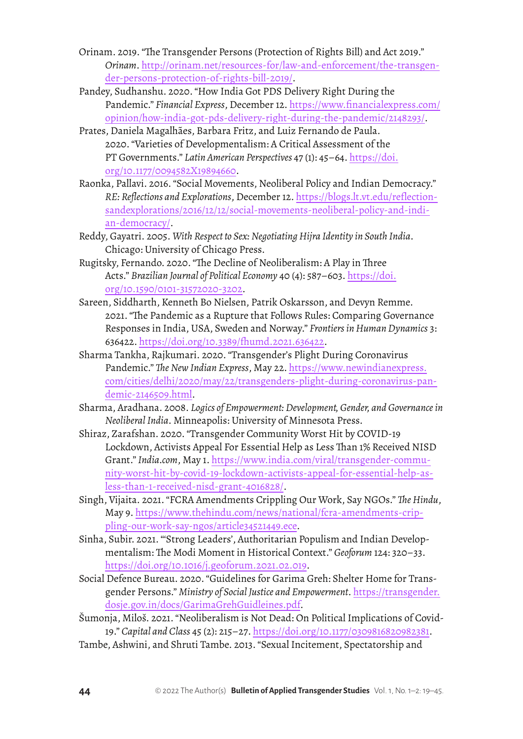Orinam. 2019. "The Transgender Persons (Protection of Rights Bill) and Act 2019." *Orinam*. http://orinam.net/resources-for/law-and-enforcement/the-transgender-persons-protection-of-rights-bill-2019/.

Pandey, Sudhanshu. 2020. "How India Got PDS Delivery Right During the Pandemic." *Financial Express*, December 12. https://www.financialexpress.com/opinion/how-india-got-pds-delivery-right-during-the-pandemic/2148293/.

Prates, Daniela Magalhães, Barbara Fritz, and Luiz Fernando de Paula. 2020. "Varieties of Developmentalism: A Critical Assessment of the PT Governments." *Latin American Perspectives* 47 (1): 45–64. https://doi.org/10.1177/0094582X19894660.

Raonka, Pallavi. 2016. "Social Movements, Neoliberal Policy and Indian Democracy." *RE: Reflections and Explorations*, December 12. https://blogs.lt.vt.edu/reflectionsandexplorations/2016/12/12/social-movements-neoliberal-policy-and-indian-democracy/.

Reddy, Gayatri. 2005. *With Respect to Sex: Negotiating Hijra Identity in South India*. Chicago: University of Chicago Press.

Rugitsky, Fernando. 2020. "The Decline of Neoliberalism: A Play in Three Acts." *Brazilian Journal of Political Economy* 40 (4): 587–603. https://doi.org/10.1590/0101-31572020-3202.

Sareen, Siddharth, Kenneth Bo Nielsen, Patrik Oskarsson, and Devyn Remme. 2021. "The Pandemic as a Rupture that Follows Rules: Comparing Governance Responses in India, USA, Sweden and Norway." *Frontiers in Human Dynamics* 3: 636422. https://doi.org/10.3389/fhumd.2021.636422.

Sharma Tankha, Rajkumari. 2020. "Transgender's Plight During Coronavirus Pandemic." *The New Indian Express*, May 22. https://www.newindianexpress.com/cities/delhi/2020/may/22/transgenders-plight-during-coronavirus-pandemic-2146509.html.

Sharma, Aradhana. 2008. *Logics of Empowerment: Development, Gender, and Governance in Neoliberal India*. Minneapolis: University of Minnesota Press.

Shiraz, Zarafshan. 2020. "Transgender Community Worst Hit by COVID-19 Lockdown, Activists Appeal For Essential Help as Less Than 1% Received NISD Grant." *India.com*, May 1. https://www.india.com/viral/transgender-community-worst-hit-by-covid-19-lockdown-activists-appeal-for-essential-help-as-less-than-1-received-nisd-grant-4016828/.

Singh, Vijaita. 2021. "FCRA Amendments Crippling Our Work, Say NGOs." *The Hindu*, May 9. https://www.thehindu.com/news/national/fcra-amendments-crippling-our-work-say-ngos/article34521449.ece.

Sinha, Subir. 2021. "'Strong Leaders', Authoritarian Populism and Indian Developmentalism: The Modi Moment in Historical Context." *Geoforum* 124: 320–33. https://doi.org/10.1016/j.geoforum.2021.02.019.

Social Defence Bureau. 2020. "Guidelines for Garima Greh: Shelter Home for Transgender Persons." *Ministry of Social Justice and Empowerment*. https://transgender.dosje.gov.in/docs/GarimaGrehGuidleines.pdf.

Šumonja, Miloš. 2021. "Neoliberalism is Not Dead: On Political Implications of Covid-19." *Capital and Class* 45 (2): 215–27. https://doi.org/10.1177/0309816820982381.

Tambe, Ashwini, and Shruti Tambe. 2013. "Sexual Incitement, Spectatorship and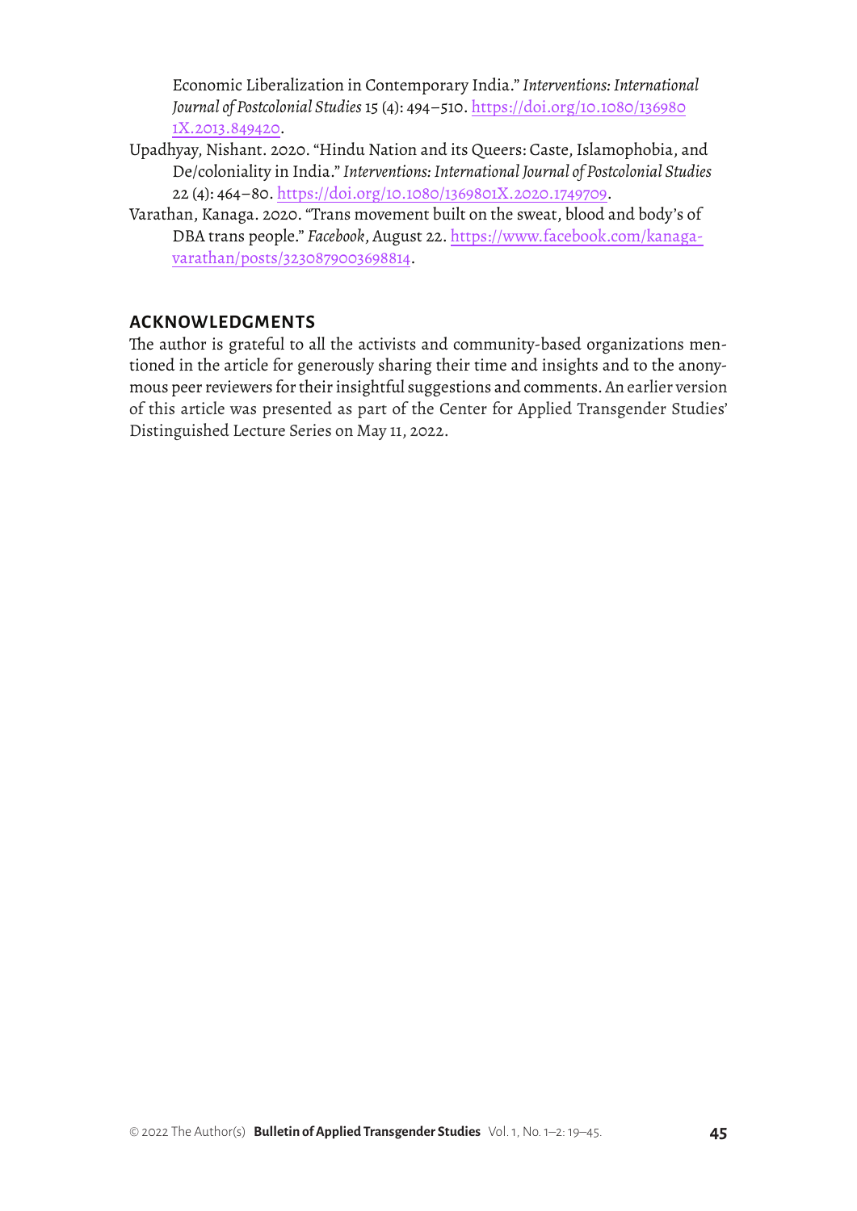Economic Liberalization in Contemporary India." *Interventions: International Journal of Postcolonial Studies* 15 (4): 494–510. https://doi.org/10.1080/1369801X.2013.849420.

Upadhyay, Nishant. 2020. "Hindu Nation and its Queers: Caste, Islamophobia, and De/coloniality in India." *Interventions: International Journal of Postcolonial Studies* 22 (4): 464–80. https://doi.org/10.1080/1369801X.2020.1749709.

Varathan, Kanaga. 2020. "Trans movement built on the sweat, blood and body's of DBA trans people." *Facebook*, August 22. https://www.facebook.com/kanaga-varathan/posts/3230879003698814.

## ACKNOWLEDGMENTS

The author is grateful to all the activists and community-based organizations mentioned in the article for generously sharing their time and insights and to the anonymous peer reviewers for their insightful suggestions and comments. An earlier version of this article was presented as part of the Center for Applied Transgender Studies' Distinguished Lecture Series on May 11, 2022.